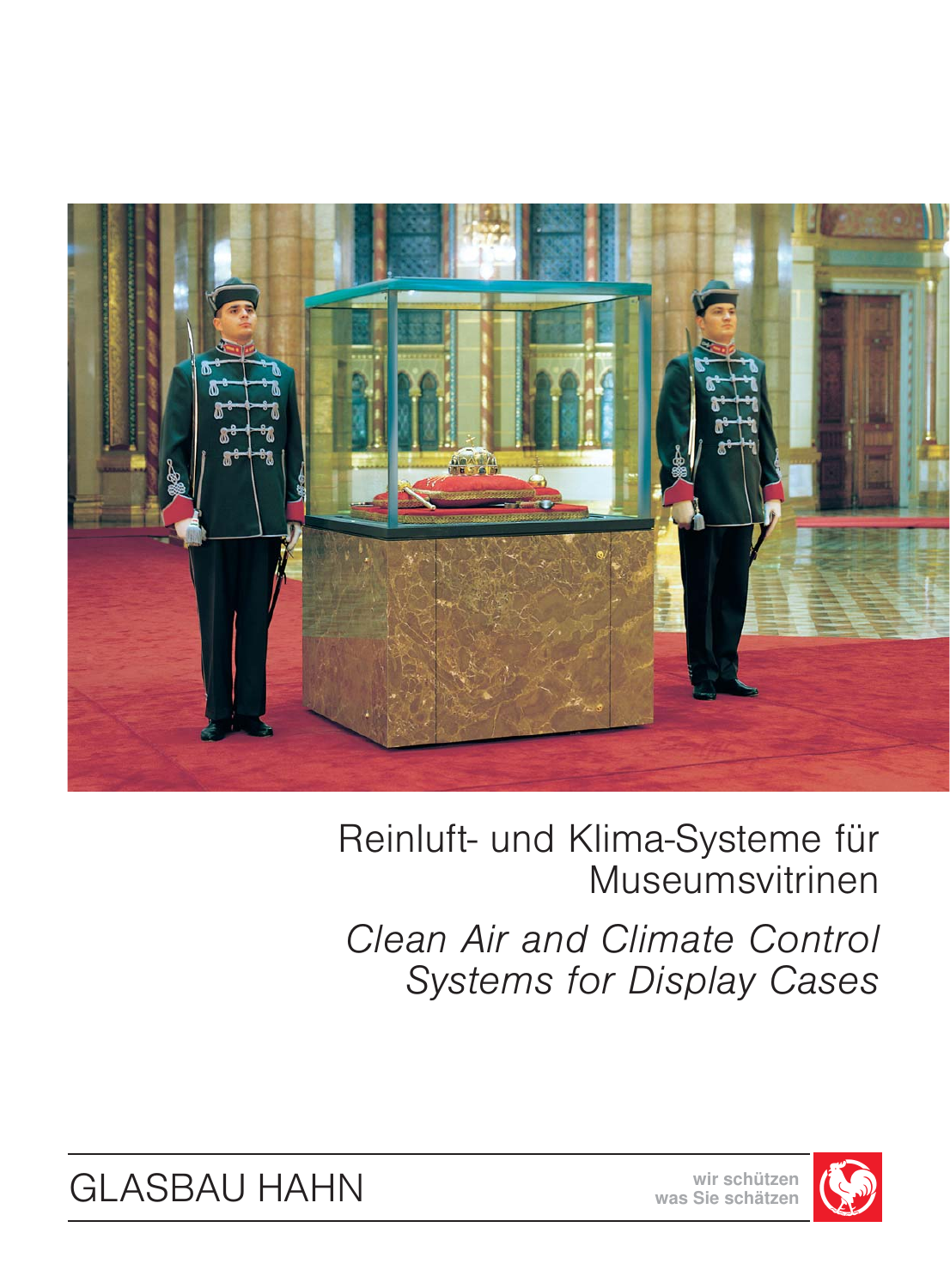# Reinluft- und Klima-Systeme für Museumsvitrinen

## *Clean Air and Climate Control Systems for Display Cases*

GLASBAU HAHN

wir schützen
was Sie schätzen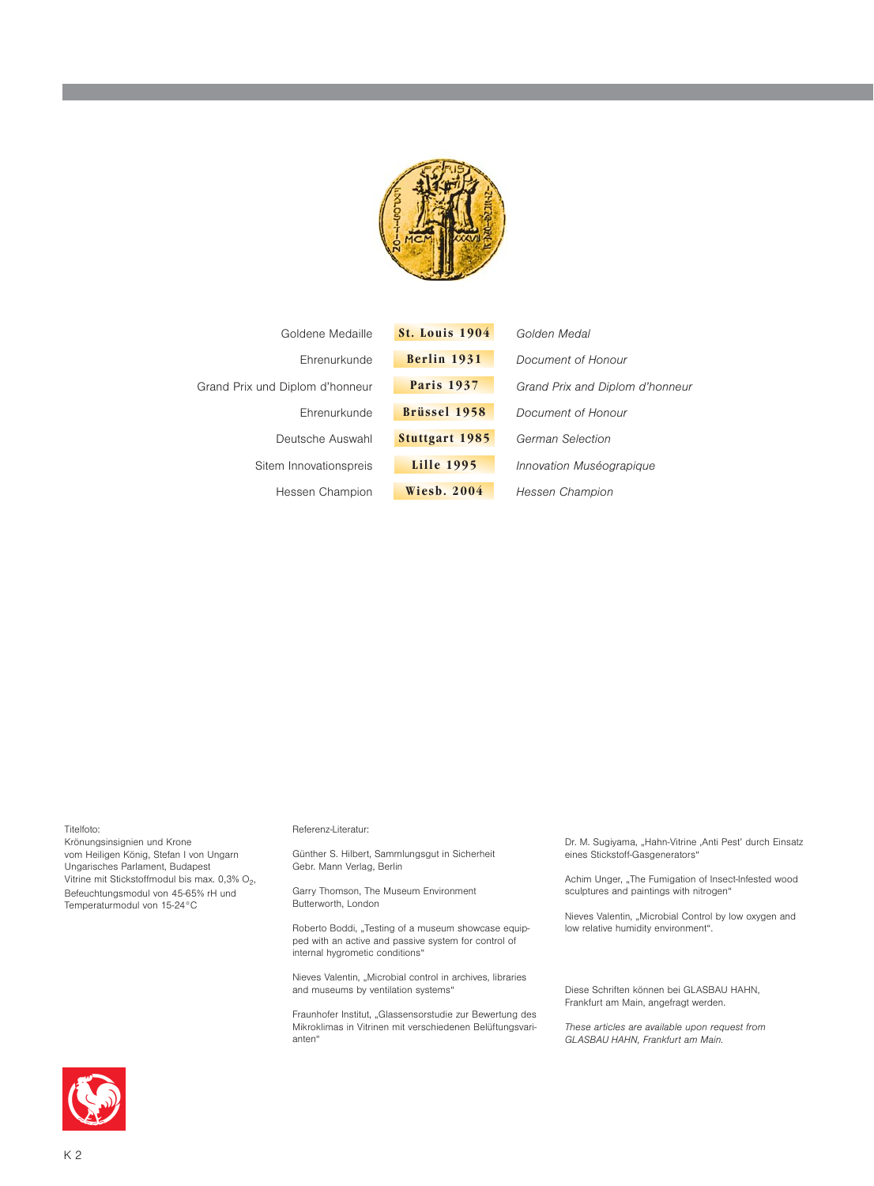| | | |
|---|---|---|
| Goldene Medaille | **St. Louis 1904** | *Golden Medal* |
| Ehrenurkunde | **Berlin 1931** | *Document of Honour* |
| Grand Prix und Diplom d'honneur | **Paris 1937** | *Grand Prix and Diplom d'honneur* |
| Ehrenurkunde | **Brüssel 1958** | *Document of Honour* |
| Deutsche Auswahl | **Stuttgart 1985** | *German Selection* |
| Sitem Innovationspreis | **Lille 1995** | *Innovation Muséograpique* |
| Hessen Champion | **Wiesb. 2004** | *Hessen Champion* |

Titelfoto:
Krönungsinsignien und Krone
vom Heiligen König, Stefan I von Ungarn
Ungarisches Parlament, Budapest
Vitrine mit Stickstoffmodul bis max. 0,3% $O_2$,
Befeuchtungsmodul von 45-65% rH und
Temperaturmodul von 15-24°C

Referenz-Literatur:

Günther S. Hilbert, Sammlungsgut in Sicherheit
Gebr. Mann Verlag, Berlin

Garry Thomson, The Museum Environment
Butterworth, London

Roberto Boddi, „Testing of a museum showcase equipped with an active and passive system for control of internal hygrometic conditions"

Nieves Valentin, „Microbial control in archives, libraries and museums by ventilation systems"

Fraunhofer Institut, „Glassensorstudie zur Bewertung des Mikroklimas in Vitrinen mit verschiedenen Belüftungsvarianten"

Dr. M. Sugiyama, „Hahn-Vitrine ‚Anti Pest' durch Einsatz eines Stickstoff-Gasgenerators"

Achim Unger, „The Fumigation of Insect-Infested wood sculptures and paintings with nitrogen"

Nieves Valentin, „Microbial Control by low oxygen and low relative humidity environment".

Diese Schriften können bei GLASBAU HAHN, Frankfurt am Main, angefragt werden.

*These articles are available upon request from GLASBAU HAHN, Frankfurt am Main.*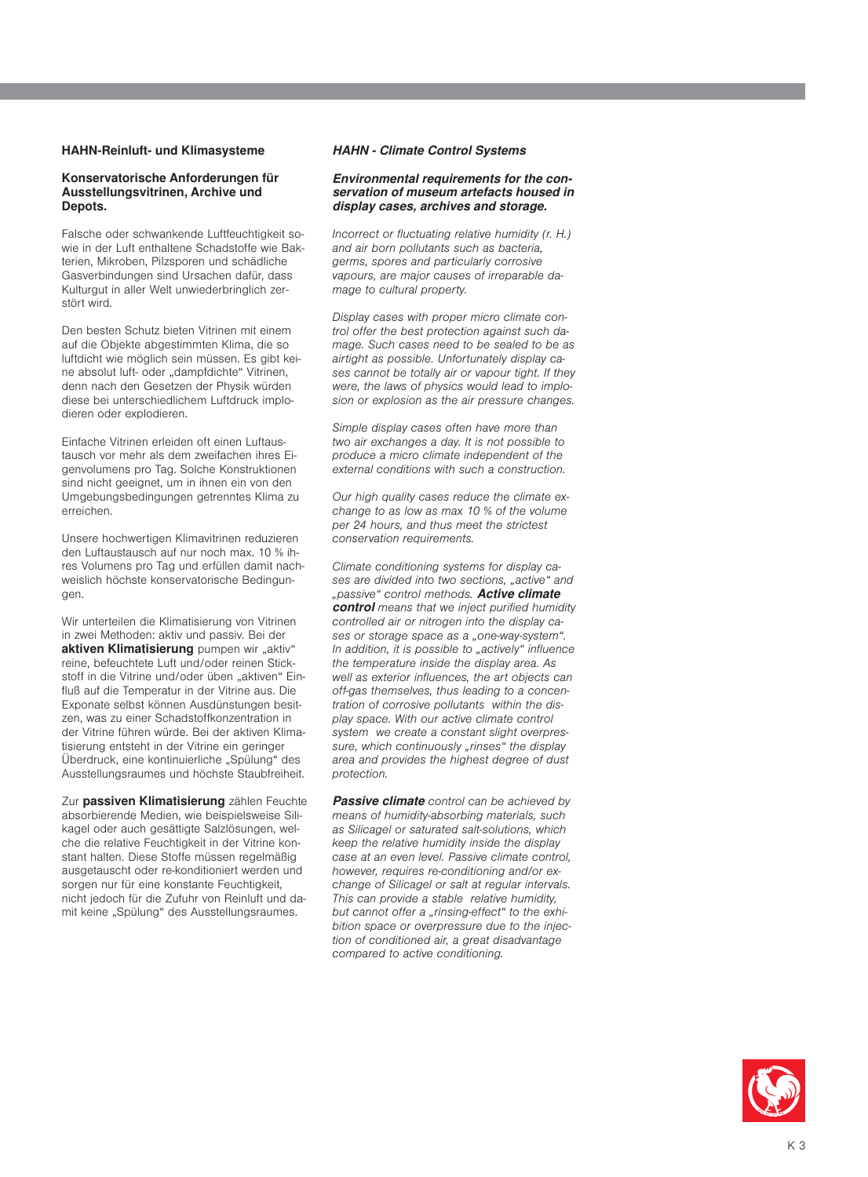## HAHN-Reinluft- und Klimasysteme

### Konservatorische Anforderungen für Ausstellungsvitrinen, Archive und Depots.

Falsche oder schwankende Luftfeuchtigkeit sowie in der Luft enthaltene Schadstoffe wie Bakterien, Mikroben, Pilzsporen und schädliche Gasverbindungen sind Ursachen dafür, dass Kulturgut in aller Welt unwiederbringlich zerstört wird.

Den besten Schutz bieten Vitrinen mit einem auf die Objekte abgestimmten Klima, die so luftdicht wie möglich sein müssen. Es gibt keine absolut luft- oder „dampfdichte" Vitrinen, denn nach den Gesetzen der Physik würden diese bei unterschiedlichem Luftdruck implodieren oder explodieren.

Einfache Vitrinen erleiden oft einen Luftaustausch vor mehr als dem zweifachen ihres Eigenvolumens pro Tag. Solche Konstruktionen sind nicht geeignet, um in ihnen ein von den Umgebungsbedingungen getrenntes Klima zu erreichen.

Unsere hochwertigen Klimavitrinen reduzieren den Luftaustausch auf nur noch max. 10 % ihres Volumens pro Tag und erfüllen damit nachweislich höchste konservatorische Bedingungen.

Wir unterteilen die Klimatisierung von Vitrinen in zwei Methoden: aktiv und passiv. Bei der **aktiven Klimatisierung** pumpen wir „aktiv" reine, befeuchtete Luft und/oder reinen Stickstoff in die Vitrine und/oder üben „aktiven" Einfluß auf die Temperatur in der Vitrine aus. Die Exponate selbst können Ausdünstungen besitzen, was zu einer Schadstoffkonzentration in der Vitrine führen würde. Bei der aktiven Klimatisierung entsteht in der Vitrine ein geringer Überdruck, eine kontinuierliche „Spülung" des Ausstellungsraumes und höchste Staubfreiheit.

Zur **passiven Klimatisierung** zählen Feuchte absorbierende Medien, wie beispielsweise Silikagel oder auch gesättigte Salzlösungen, welche die relative Feuchtigkeit in der Vitrine konstant halten. Diese Stoffe müssen regelmäßig ausgetauscht oder re-konditioniert werden und sorgen nur für eine konstante Feuchtigkeit, nicht jedoch für die Zufuhr von Reinluft und damit keine „Spülung" des Ausstellungsraumes.

## *HAHN - Climate Control Systems*

### *Environmental requirements for the conservation of museum artefacts housed in display cases, archives and storage.*

*Incorrect or fluctuating relative humidity (r. H.) and air born pollutants such as bacteria, germs, spores and particularly corrosive vapours, are major causes of irreparable damage to cultural property.*

*Display cases with proper micro climate control offer the best protection against such damage. Such cases need to be sealed to be as airtight as possible. Unfortunately display cases cannot be totally air or vapour tight. If they were, the laws of physics would lead to implosion or explosion as the air pressure changes.*

*Simple display cases often have more than two air exchanges a day. It is not possible to produce a micro climate independent of the external conditions with such a construction.*

*Our high quality cases reduce the climate exchange to as low as max 10 % of the volume per 24 hours, and thus meet the strictest conservation requirements.*

*Climate conditioning systems for display cases are divided into two sections, „active" and „passive" control methods.* ***Active climate control*** *means that we inject purified humidity controlled air or nitrogen into the display cases or storage space as a „one-way-system". In addition, it is possible to „actively" influence the temperature inside the display area. As well as exterior influences, the art objects can off-gas themselves, thus leading to a concentration of corrosive pollutants within the display space. With our active climate control system we create a constant slight overpressure, which continuously „rinses" the display area and provides the highest degree of dust protection.*

***Passive climate*** *control can be achieved by means of humidity-absorbing materials, such as Silicagel or saturated salt-solutions, which keep the relative humidity inside the display case at an even level. Passive climate control, however, requires re-conditioning and/or exchange of Silicagel or salt at regular intervals. This can provide a stable relative humidity, but cannot offer a „rinsing-effect" to the exhibition space or overpressure due to the injection of conditioned air, a great disadvantage compared to active conditioning.*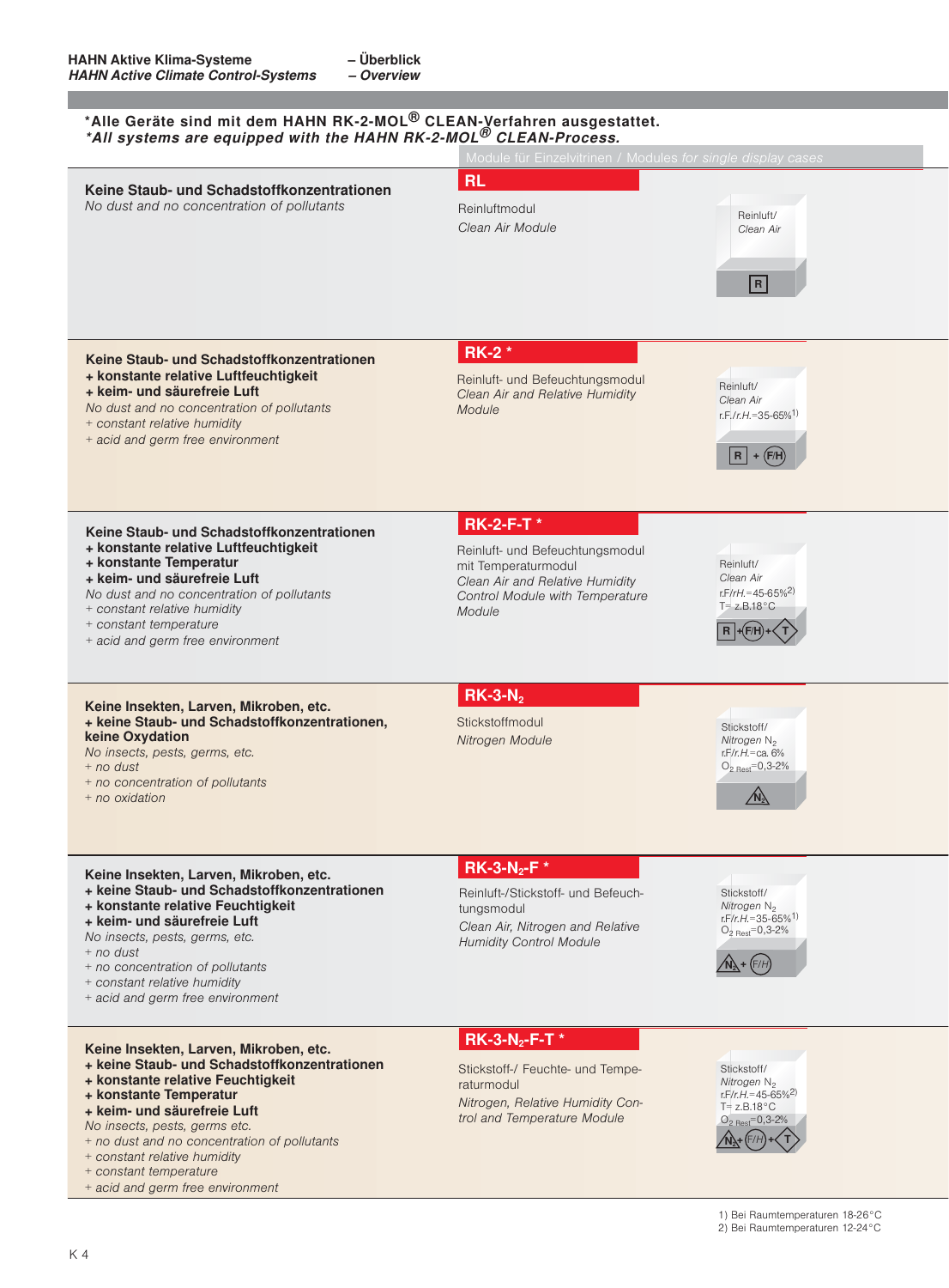**HAHN Aktive Klima-Systeme – Überblick**
***HAHN Active Climate Control-Systems – Overview***

**\*Alle Geräte sind mit dem HAHN RK-2-MOL® CLEAN-Verfahren ausgestattet.**
***\*All systems are equipped with the HAHN RK-2-MOL® CLEAN-Process.***

| | Module für Einzelvitrinen / *Modules for single display cases* | |
|---|---|---|
| **Keine Staub- und Schadstoffkonzentrationen**<br>*No dust and no concentration of pollutants* | **RL**<br>Reinluftmodul<br>*Clean Air Module* | Reinluft/<br>*Clean Air*<br>R |
| **Keine Staub- und Schadstoffkonzentrationen**<br>**+ konstante relative Luftfeuchtigkeit**<br>**+ keim- und säurefreie Luft**<br>*No dust and no concentration of pollutants*<br>*+ constant relative humidity*<br>*+ acid and germ free environment* | **RK-2 \***<br>Reinluft- und Befeuchtungsmodul<br>*Clean Air and Relative Humidity Module* | Reinluft/<br>*Clean Air*<br>r.F./*r.H.*=35-65%[1]<br>R + F/H |
| **Keine Staub- und Schadstoffkonzentrationen**<br>**+ konstante relative Luftfeuchtigkeit**<br>**+ konstante Temperatur**<br>**+ keim- und säurefreie Luft**<br>*No dust and no concentration of pollutants*<br>*+ constant relative humidity*<br>*+ constant temperature*<br>*+ acid and germ free environment* | **RK-2-F-T \***<br>Reinluft- und Befeuchtungsmodul mit Temperaturmodul<br>*Clean Air and Relative Humidity Control Module with Temperature Module* | Reinluft/<br>*Clean Air*<br>r.F/*rH.*=45-65%[2]<br>T= z.B.18°C<br>R + F/H + T |
| **Keine Insekten, Larven, Mikroben, etc.**<br>**+ keine Staub- und Schadstoffkonzentrationen, keine Oxydation**<br>*No insects, pests, germs, etc.*<br>*+ no dust*<br>*+ no concentration of pollutants*<br>*+ no oxidation* | **RK-3-$N_2$**<br>Stickstoffmodul<br>*Nitrogen Module* | Stickstoff/<br>*Nitrogen* $N_2$<br>r.F/*r.H.*=ca. 6%<br>$O_{2\ Rest}$=0,3-2%<br>$N_2$ |
| **Keine Insekten, Larven, Mikroben, etc.**<br>**+ keine Staub- und Schadstoffkonzentrationen**<br>**+ konstante relative Feuchtigkeit**<br>**+ keim- und säurefreie Luft**<br>*No insects, pests, germs, etc.*<br>*+ no dust*<br>*+ no concentration of pollutants*<br>*+ constant relative humidity*<br>*+ acid and germ free environment* | **RK-3-$N_2$-F \***<br>Reinluft-/Stickstoff- und Befeuchtungsmodul<br>*Clean Air, Nitrogen and Relative Humidity Control Module* | Stickstoff/<br>*Nitrogen* $N_2$<br>r.F/*r.H.*=35-65%[1]<br>$O_{2\ Rest}$=0,3-2%<br>$N_2$ + F/H |
| **Keine Insekten, Larven, Mikroben, etc.**<br>**+ keine Staub- und Schadstoffkonzentrationen**<br>**+ konstante relative Feuchtigkeit**<br>**+ konstante Temperatur**<br>**+ keim- und säurefreie Luft**<br>*No insects, pests, germs etc.*<br>*+ no dust and no concentration of pollutants*<br>*+ constant relative humidity*<br>*+ constant temperature*<br>*+ acid and germ free environment* | **RK-3-$N_2$-F-T \***<br>Stickstoff-/ Feuchte- und Temperaturmodul<br>*Nitrogen, Relative Humidity Control and Temperature Module* | Stickstoff/<br>*Nitrogen* $N_2$<br>r.F/*r.H.*=45-65%[2]<br>T= z.B.18°C<br>$O_{2\ Rest}$=0,3-2%<br>$N_2$ + F/H + T |

1) Bei Raumtemperaturen 18-26°C
2) Bei Raumtemperaturen 12-24°C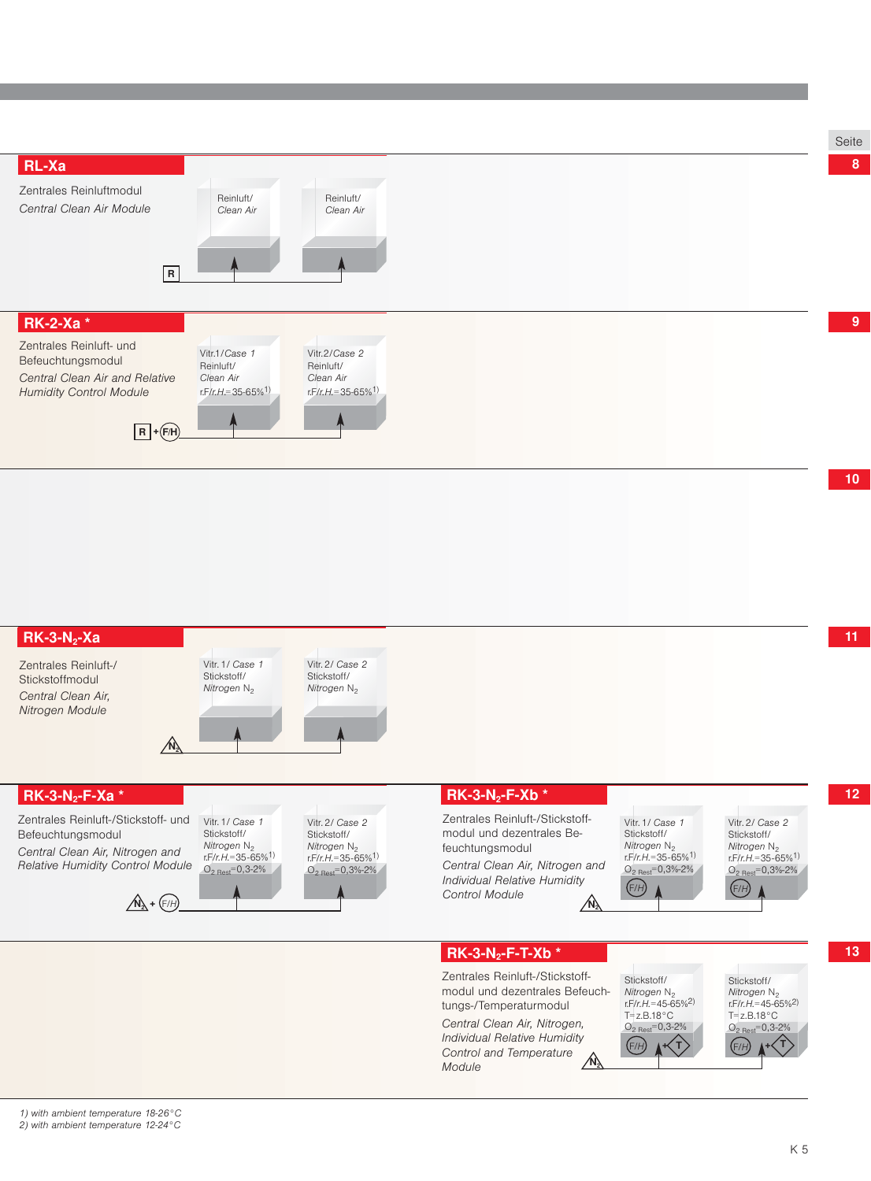Seite

## RL-Xa

**8**

Zentrales Reinluftmodul
*Central Clean Air Module*

Reinluft/ *Clean Air* — Reinluft/ *Clean Air*

R

## RK-2-Xa *

**9**

Zentrales Reinluft- und Befeuchtungsmodul
*Central Clean Air and Relative Humidity Control Module*

Vitr.1/*Case 1*
Reinluft/
*Clean Air*
r.F/*r.H.*=35-65%[1]

Vitr.2/*Case 2*
Reinluft/
*Clean Air*
r.F/*r.H.*=35-65%[1]

R + F/H

**10**

## RK-3-$N_2$-Xa

**11**

Zentrales Reinluft-/Stickstoffmodul
*Central Clean Air, Nitrogen Module*

Vitr. 1/ *Case 1*
Stickstoff/
*Nitrogen* $N_2$

Vitr. 2/ *Case 2*
Stickstoff/
*Nitrogen* $N_2$

$N_2$

## RK-3-$N_2$-F-Xa *

**12**

Zentrales Reinluft-/Stickstoff- und Befeuchtungsmodul
*Central Clean Air, Nitrogen and Relative Humidity Control Module*

Vitr. 1/ *Case 1*
Stickstoff/
*Nitrogen* $N_2$
r.F/*r.H.*=35-65%[1]
$O_{2\ Rest}$=0,3-2%

Vitr. 2/ *Case 2*
Stickstoff/
*Nitrogen* $N_2$
r.F/*r.H.*=35-65%[1]
$O_{2\ Rest}$=0,3%-2%

$N_2$ + F/H

## RK-3-$N_2$-F-Xb *

Zentrales Reinluft-/Stickstoffmodul und dezentrales Befeuchtungsmodul
*Central Clean Air, Nitrogen and Individual Relative Humidity Control Module*

Vitr. 1/ *Case 1*
Stickstoff/
*Nitrogen* $N_2$
r.F/*r.H.*=35-65%[1]
$O_{2\ Rest}$=0,3%-2%
F/H

Vitr. 2/ *Case 2*
Stickstoff/
*Nitrogen* $N_2$
r.F/*r.H.*=35-65%[1]
$O_{2\ Rest}$=0,3%-2%
F/H

$N_2$

## RK-3-$N_2$-F-T-Xb *

**13**

Zentrales Reinluft-/Stickstoffmodul und dezentrales Befeuchtungs-/Temperaturmodul
*Central Clean Air, Nitrogen, Individual Relative Humidity Control and Temperature Module*

Stickstoff/
*Nitrogen* $N_2$
r.F/*r.H.*=45-65%[2]
T=z.B.18°C
$O_{2\ Rest}$=0,3-2%
F/H + T

Stickstoff/
*Nitrogen* $N_2$
r.F/*r.H.*=45-65%[2]
T=z.B.18°C
$O_{2\ Rest}$=0,3-2%
F/H + T

$N_2$

*1) with ambient temperature 18-26°C*
*2) with ambient temperature 12-24°C*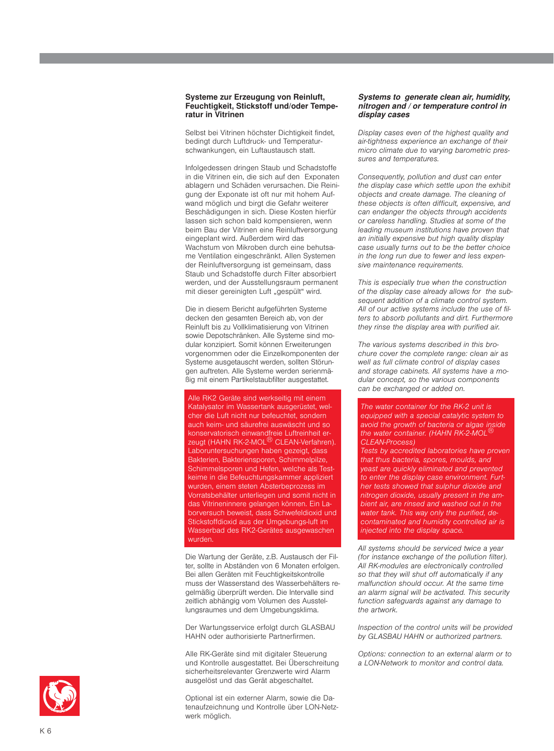### Systeme zur Erzeugung von Reinluft, Feuchtigkeit, Stickstoff und/oder Temperatur in Vitrinen

Selbst bei Vitrinen höchster Dichtigkeit findet, bedingt durch Luftdruck- und Temperaturschwankungen, ein Luftaustausch statt.

Infolgedessen dringen Staub und Schadstoffe in die Vitrinen ein, die sich auf den Exponaten ablagern und Schäden verursachen. Die Reinigung der Exponate ist oft nur mit hohem Aufwand möglich und birgt die Gefahr weiterer Beschädigungen in sich. Diese Kosten hierfür lassen sich schon bald kompensieren, wenn beim Bau der Vitrinen eine Reinluftversorgung eingeplant wird. Außerdem wird das Wachstum von Mikroben durch eine behutsame Ventilation eingeschränkt. Allen Systemen der Reinluftversorgung ist gemeinsam, dass Staub und Schadstoffe durch Filter absorbiert werden, und der Ausstellungsraum permanent mit dieser gereinigten Luft „gespült" wird.

Die in diesem Bericht aufgeführten Systeme decken den gesamten Bereich ab, von der Reinluft bis zu Vollklimatisierung von Vitrinen sowie Depotschränken. Alle Systeme sind modular konzipiert. Somit können Erweiterungen vorgenommen oder die Einzelkomponenten der Systeme ausgetauscht werden, sollten Störungen auftreten. Alle Systeme werden serienmäßig mit einem Partikelstaubfilter ausgestattet.

Alle RK2 Geräte sind werkseitig mit einem Katalysator im Wassertank ausgerüstet, welcher die Luft nicht nur befeuchtet, sondern auch keim- und säurefrei auswäscht und so konservatorisch einwandfreie Luftreinheit erzeugt (HAHN RK-2-MOL® CLEAN-Verfahren). Laboruntersuchungen haben gezeigt, dass Bakterien, Bakteriensporen, Schimmelpilze, Schimmelsporen und Hefen, welche als Testkeime in die Befeuchtungskammer appliziert wurden, einem steten Absterbeprozess im Vorratsbehälter unterliegen und somit nicht in das Vitrineninnere gelangen können. Ein Laborversuch beweist, dass Schwefeldioxid und Stickstoffdioxid aus der Umgebungs-luft im Wasserbad des RK2-Gerätes ausgewaschen wurden.

Die Wartung der Geräte, z.B. Austausch der Filter, sollte in Abständen von 6 Monaten erfolgen. Bei allen Geräten mit Feuchtigkeitskontrolle muss der Wasserstand des Wasserbehälters regelmäßig überprüft werden. Die Intervalle sind zeitlich abhängig vom Volumen des Ausstellungsraumes und dem Umgebungsklima.

Der Wartungsservice erfolgt durch GLASBAU HAHN oder authorisierte Partnerfirmen.

Alle RK-Geräte sind mit digitaler Steuerung und Kontrolle ausgestattet. Bei Überschreitung sicherheitsrelevanter Grenzwerte wird Alarm ausgelöst und das Gerät abgeschaltet.

Optional ist ein externer Alarm, sowie die Datenaufzeichnung und Kontrolle über LON-Netzwerk möglich.

### *Systems to generate clean air, humidity, nitrogen and / or temperature control in display cases*

*Display cases even of the highest quality and air-tightness experience an exchange of their micro climate due to varying barometric pressures and temperatures.*

*Consequently, pollution and dust can enter the display case which settle upon the exhibit objects and create damage. The cleaning of these objects is often difficult, expensive, and can endanger the objects through accidents or careless handling. Studies at some of the leading museum institutions have proven that an initially expensive but high quality display case usually turns out to be the better choice in the long run due to fewer and less expensive maintenance requirements.*

*This is especially true when the construction of the display case already allows for the subsequent addition of a climate control system. All of our active systems include the use of filters to absorb pollutants and dirt. Furthermore they rinse the display area with purified air.*

*The various systems described in this brochure cover the complete range: clean air as well as full climate control of display cases and storage cabinets. All systems have a modular concept, so the various components can be exchanged or added on.*

*The water container for the RK-2 unit is equipped with a special catalytic system to avoid the growth of bacteria or algae inside the water container. (HAHN RK-2-MOL® CLEAN-Process)*
*Tests by accredited laboratories have proven that thus bacteria, spores, moulds, and yeast are quickly eliminated and prevented to enter the display case environment. Further tests showed that sulphur dioxide and nitrogen dioxide, usually present in the ambient air, are rinsed and washed out in the water tank. This way only the purified, decontaminated and humidity controlled air is injected into the display space.*

*All systems should be serviced twice a year (for instance exchange of the pollution filter). All RK-modules are electronically controlled so that they will shut off automatically if any malfunction should occur. At the same time an alarm signal will be activated. This security function safeguards against any damage to the artwork.*

*Inspection of the control units will be provided by GLASBAU HAHN or authorized partners.*

*Options: connection to an external alarm or to a LON-Network to monitor and control data.*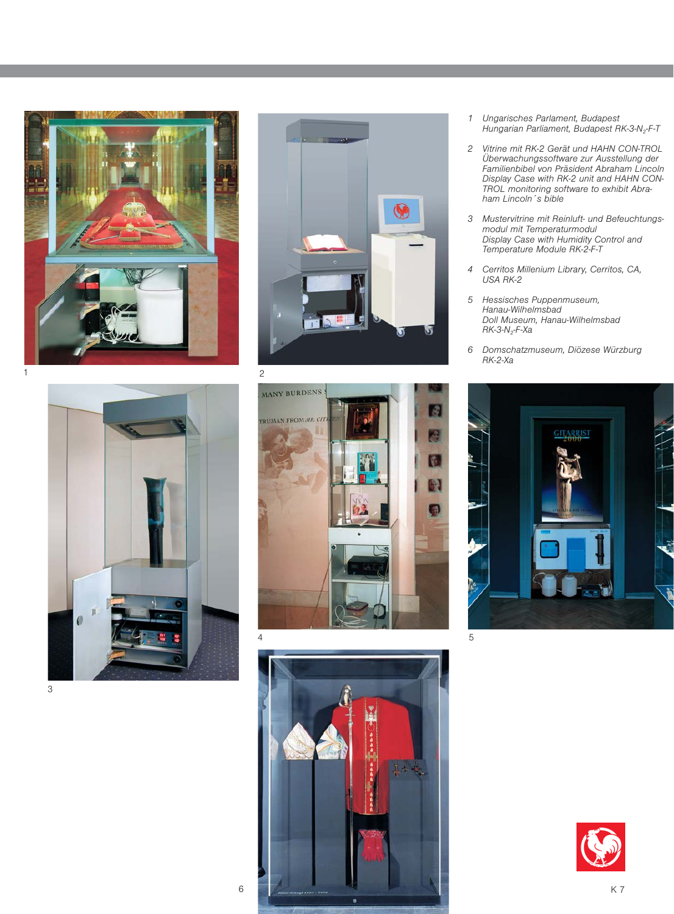1 *Ungarisches Parlament, Budapest*
*Hungarian Parliament, Budapest RK-3-$N_2$-F-T*

2 *Vitrine mit RK-2 Gerät und HAHN CON-TROL Überwachungssoftware zur Ausstellung der Familienbibel von Präsident Abraham Lincoln*
*Display Case with RK-2 unit and HAHN CON-TROL monitoring software to exhibit Abraham Lincoln´s bible*

3 *Mustervitrine mit Reinluft- und Befeuchtungsmodul mit Temperaturmodul*
*Display Case with Humidity Control and Temperature Module RK-2-F-T*

4 *Cerritos Millenium Library, Cerritos, CA, USA RK-2*

5 *Hessisches Puppenmuseum, Hanau-Wilhelmsbad*
*Doll Museum, Hanau-Wilhelmsbad*
*RK-3-$N_2$-F-Xa*

6 *Domschatzmuseum, Diözese Würzburg*
*RK-2-Xa*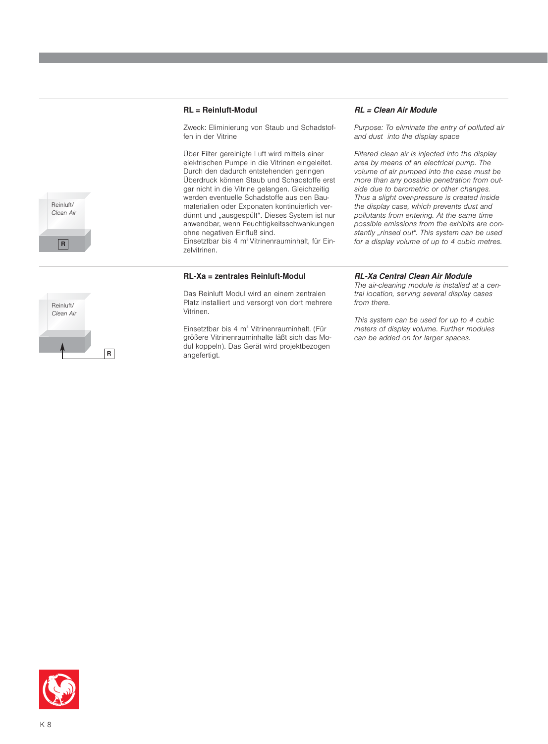Reinluft/
*Clean Air*

R

## RL = Reinluft-Modul

Zweck: Eliminierung von Staub und Schadstoffen in der Vitrine

Über Filter gereinigte Luft wird mittels einer elektrischen Pumpe in die Vitrinen eingeleitet. Durch den dadurch entstehenden geringen Überdruck können Staub und Schadstoffe erst gar nicht in die Vitrine gelangen. Gleichzeitig werden eventuelle Schadstoffe aus den Baumaterialien oder Exponaten kontinuierlich verdünnt und „ausgespült". Dieses System ist nur anwendbar, wenn Feuchtigkeitsschwankungen ohne negativen Einfluß sind.
Einsetztbar bis 4 $m^3$ Vitrinenrauminhalt, für Einzelvitrinen.

## *RL = Clean Air Module*

*Purpose: To eliminate the entry of polluted air and dust into the display space*

*Filtered clean air is injected into the display area by means of an electrical pump. The volume of air pumped into the case must be more than any possible penetration from outside due to barometric or other changes. Thus a slight over-pressure is created inside the display case, which prevents dust and pollutants from entering. At the same time possible emissions from the exhibits are constantly „rinsed out". This system can be used for a display volume of up to 4 cubic metres.*

Reinluft/
*Clean Air*

R

## RL-Xa = zentrales Reinluft-Modul

Das Reinluft Modul wird an einem zentralen Platz installiert und versorgt von dort mehrere Vitrinen.

Einsetztbar bis 4 $m^3$ Vitrinenrauminhalt. (Für größere Vitrinenrauminhalte läßt sich das Modul koppeln). Das Gerät wird projektbezogen angefertigt.

## *RL-Xa Central Clean Air Module*

*The air-cleaning module is installed at a central location, serving several display cases from there.*

*This system can be used for up to 4 cubic meters of display volume. Further modules can be added on for larger spaces.*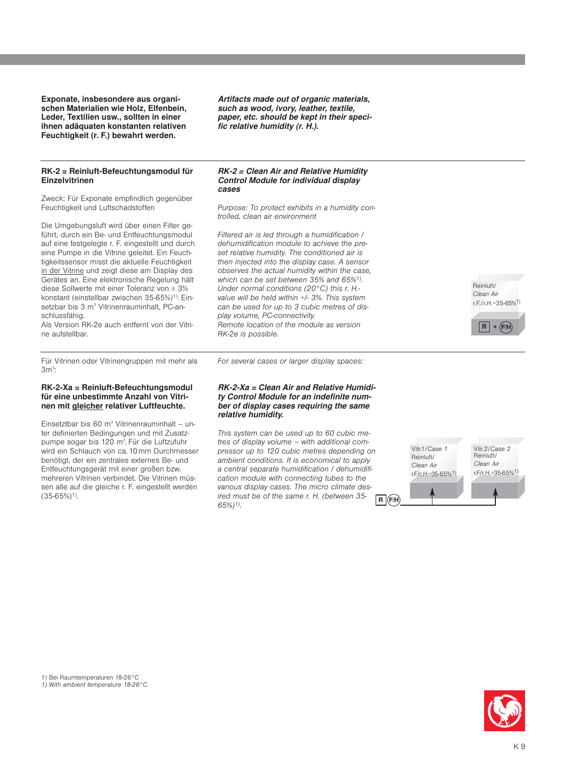**Exponate, insbesondere aus organischen Materialien wie Holz, Elfenbein, Leder, Textilien usw., sollten in einer ihnen adäquaten konstanten relativen Feuchtigkeit (r. F.) bewahrt werden.**

***Artifacts made out of organic materials, such as wood, ivory, leather, textile, paper, etc. should be kept in their specific relative humidity (r. H.).***

---

**RK-2 = Reinluft-Befeuchtungsmodul für Einzelvitrinen**

Zweck: Für Exponate empfindlich gegenüber Feuchtigkeit und Luftschadstoffen

Die Umgebungsluft wird über einen Filter geführt, durch ein Be- und Entfeuchtungsmodul auf eine festgelegte r. F. eingestellt und durch eine Pumpe in die Vitrine geleitet. Ein Feuchtigkeitssensor misst die aktuelle Feuchtigkeit in der Vitrine und zeigt diese am Display des Gerätes an. Eine elektronische Regelung hält diese Sollwerte mit einer Toleranz von ± 3% konstant (einstellbar zwischen 35-65%)[1]. Einsetzbar bis 3 m³ Vitrinenrauminhalt, PC-anschlussfähig.
Als Version RK-2e auch entfernt von der Vitrine aufstellbar.

***RK-2 = Clean Air and Relative Humidity Control Module for individual display cases***

*Purpose: To protect exhibits in a humidity controlled, clean air environment*

*Filtered air is led through a humidification / dehumidification module to achieve the preset relative humidity. The conditioned air is then injected into the display case. A sensor observes the actual humidity within the case, which can be set between 35% and 65%[1]. Under normal conditions (20°C) this r. H.-value will be held within +/- 3%. This system can be used for up to 3 cubic metres of display volume, PC-connectivity.*
*Remote location of the module as version RK-2e is possible.*

Reinluft/ *Clean Air*
r.F./*r.H.*=35-65%[1]
R + F/H

---

Für Vitrinen oder Vitrinengruppen mit mehr als 3m³:

*For several cases or larger display spaces:*

**RK-2-Xa = Reinluft-Befeuchtungsmodul für eine unbestimmte Anzahl von Vitrinen mit gleicher relativer Luftfeuchte.**

Einsetztbar bis 60 m³ Vitrinenrauminhalt – unter definierten Bedingungen und mit Zusatzpumpe sogar bis 120 m³. Für die Luftzufuhr wird ein Schlauch von ca. 10 mm Durchmesser benötigt, der ein zentrales externes Be- und Entfeuchtungsgerät mit einer großen bzw. mehreren Vitrinen verbindet. Die Vitrinen müssen alle auf die gleiche r. F. eingestellt werden (35-65%)[1].

***RK-2-Xa = Clean Air and Relative Humidity Control Module for an indefinite number of display cases requiring the same relative humidity.***

*This system can be used up to 60 cubic metres of display volume – with additional compressor up to 120 cubic metres depending on ambient conditions. It is economical to apply a central separate humidification / dehumidification module with connecting tubes to the various display cases. The micro climate desired must be of the same r. H. (between 35-65%)[1].*

Vitr.1/*Case 1* Reinluft/ *Clean Air* r.F/*r.H.*=35-65%[1]
Vitr.2/*Case 2* Reinluft/ *Clean Air* r.F/*r.H.*=35-65%[1]
R F/H

1) Bei Raumtemperaturen 18-26°C
*1) With ambient temperature 18-26°C*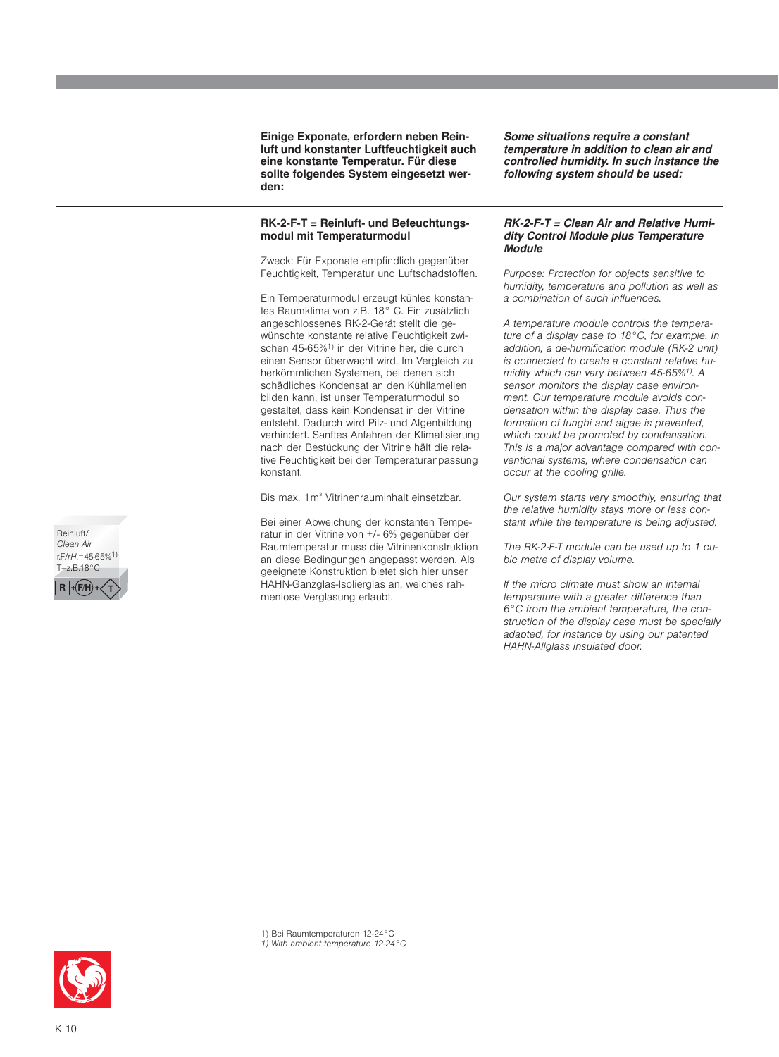**Einige Exponate, erfordern neben Reinluft und konstanter Luftfeuchtigkeit auch eine konstante Temperatur. Für diese sollte folgendes System eingesetzt werden:**

***Some situations require a constant temperature in addition to clean air and controlled humidity. In such instance the following system should be used:***

---

Reinluft/
*Clean Air*
r.F/*rH.*=45-65%[1)]
T=z.B.18°C

R + F/H + T

### RK-2-F-T = Reinluft- und Befeuchtungsmodul mit Temperaturmodul

Zweck: Für Exponate empfindlich gegenüber Feuchtigkeit, Temperatur und Luftschadstoffen.

Ein Temperaturmodul erzeugt kühles konstantes Raumklima von z.B. 18° C. Ein zusätzlich angeschlossenes RK-2-Gerät stellt die gewünschte konstante relative Feuchtigkeit zwischen 45-65%[1)] in der Vitrine her, die durch einen Sensor überwacht wird. Im Vergleich zu herkömmlichen Systemen, bei denen sich schädliches Kondensat an den Kühllamellen bilden kann, ist unser Temperaturmodul so gestaltet, dass kein Kondensat in der Vitrine entsteht. Dadurch wird Pilz- und Algenbildung verhindert. Sanftes Anfahren der Klimatisierung nach der Bestückung der Vitrine hält die relative Feuchtigkeit bei der Temperaturanpassung konstant.

Bis max. 1m³ Vitrinenrauminhalt einsetzbar.

Bei einer Abweichung der konstanten Temperatur in der Vitrine von +/- 6% gegenüber der Raumtemperatur muss die Vitrinenkonstruktion an diese Bedingungen angepasst werden. Als geeignete Konstruktion bietet sich hier unser HAHN-Ganzglas-Isolierglas an, welches rahmenlose Verglasung erlaubt.

### *RK-2-F-T = Clean Air and Relative Humidity Control Module plus Temperature Module*

*Purpose: Protection for objects sensitive to humidity, temperature and pollution as well as a combination of such influences.*

*A temperature module controls the temperature of a display case to 18°C, for example. In addition, a de-humification module (RK-2 unit) is connected to create a constant relative humidity which can vary between 45-65%[1)]. A sensor monitors the display case environment. Our temperature module avoids condensation within the display case. Thus the formation of funghi and algae is prevented, which could be promoted by condensation. This is a major advantage compared with conventional systems, where condensation can occur at the cooling grille.*

*Our system starts very smoothly, ensuring that the relative humidity stays more or less constant while the temperature is being adjusted.*

*The RK-2-F-T module can be used up to 1 cubic metre of display volume.*

*If the micro climate must show an internal temperature with a greater difference than 6°C from the ambient temperature, the construction of the display case must be specially adapted, for instance by using our patented HAHN-Allglass insulated door.*

1) Bei Raumtemperaturen 12-24°C
*1) With ambient temperature 12-24°C*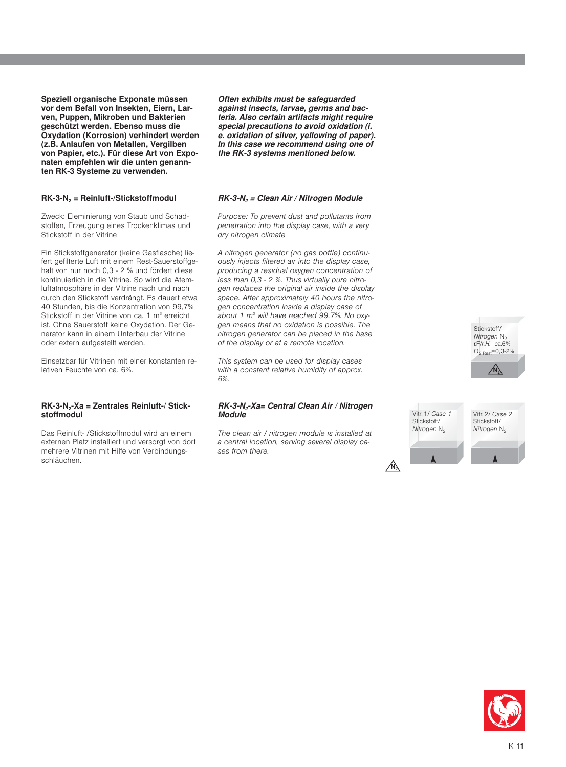**Speziell organische Exponate müssen vor dem Befall von Insekten, Eiern, Larven, Puppen, Mikroben und Bakterien geschützt werden. Ebenso muss die Oxydation (Korrosion) verhindert werden (z.B. Anlaufen von Metallen, Vergilben von Papier, etc.). Für diese Art von Exponaten empfehlen wir die unten genannten RK-3 Systeme zu verwenden.**

***Often exhibits must be safeguarded against insects, larvae, germs and bacteria. Also certain artifacts might require special precautions to avoid oxidation (i. e. oxidation of silver, yellowing of paper). In this case we recommend using one of the RK-3 systems mentioned below.***

## RK-3-$N_2$ = Reinluft-/Stickstoffmodul

Zweck: Eleminierung von Staub und Schadstoffen, Erzeugung eines Trockenklimas und Stickstoff in der Vitrine

Ein Stickstoffgenerator (keine Gasflasche) liefert gefilterte Luft mit einem Rest-Sauerstoffgehalt von nur noch 0,3 - 2 % und fördert diese kontinuierlich in die Vitrine. So wird die Atemluftatmosphäre in der Vitrine nach und nach durch den Stickstoff verdrängt. Es dauert etwa 40 Stunden, bis die Konzentration von 99,7% Stickstoff in der Vitrine von ca. 1 m³ erreicht ist. Ohne Sauerstoff keine Oxydation. Der Generator kann in einem Unterbau der Vitrine oder extern aufgestellt werden.

Einsetzbar für Vitrinen mit einer konstanten relativen Feuchte von ca. 6%.

## *RK-3-$N_2$ = Clean Air / Nitrogen Module*

*Purpose: To prevent dust and pollutants from penetration into the display case, with a very dry nitrogen climate*

*A nitrogen generator (no gas bottle) continuously injects filtered air into the display case, producing a residual oxygen concentration of less than 0,3 - 2 %. Thus virtually pure nitrogen replaces the original air inside the display space. After approximately 40 hours the nitrogen concentration inside a display case of about 1 m³ will have reached 99.7%. No oxygen means that no oxidation is possible. The nitrogen generator can be placed in the base of the display or at a remote location.*

*This system can be used for display cases with a constant relative humidity of approx. 6%.*

Stickstoff/ *Nitrogen* $N_2$
r.F./*r.H.*=ca.6%
$O_{2\ Rest}$=0,3-2%

## RK-3-$N_2$-Xa = Zentrales Reinluft-/ Stickstoffmodul

Das Reinluft- /Stickstoffmodul wird an einem externen Platz installiert und versorgt von dort mehrere Vitrinen mit Hilfe von Verbindungsschläuchen.

## *RK-3-$N_2$-Xa= Central Clean Air / Nitrogen Module*

*The clean air / nitrogen module is installed at a central location, serving several display cases from there.*

Vitr. 1/ *Case 1* Stickstoff/ *Nitrogen* $N_2$

Vitr. 2/ *Case 2* Stickstoff/ *Nitrogen* $N_2$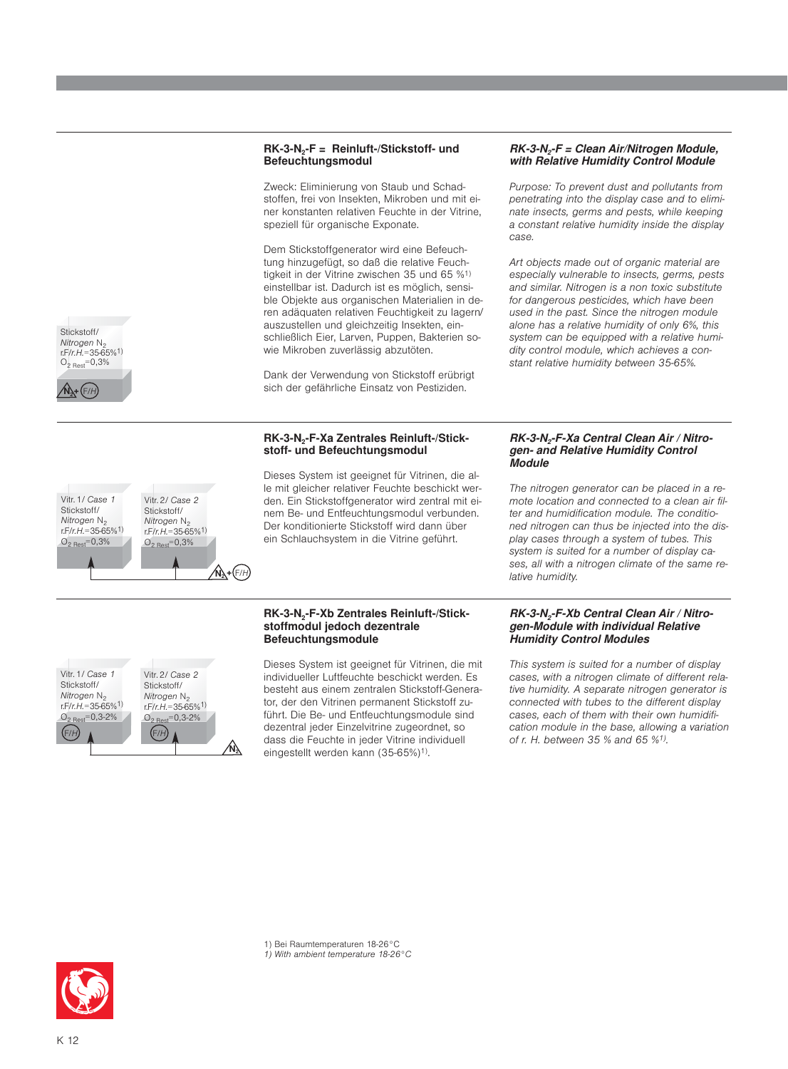Stickstoff/
*Nitrogen* $N_2$
r.F/*r.H.*=35-65%[1)]
$O_{2\ Rest}$=0,3%

$N_2$ + F/H

## RK-3-$N_2$-F = Reinluft-/Stickstoff- und Befeuchtungsmodul

Zweck: Eliminierung von Staub und Schadstoffen, frei von Insekten, Mikroben und mit einer konstanten relativen Feuchte in der Vitrine, speziell für organische Exponate.

Dem Stickstoffgenerator wird eine Befeuchtung hinzugefügt, so daß die relative Feuchtigkeit in der Vitrine zwischen 35 und 65 %[1)] einstellbar ist. Dadurch ist es möglich, sensible Objekte aus organischen Materialien in deren adäquaten relativen Feuchtigkeit zu lagern/auszustellen und gleichzeitig Insekten, einschließlich Eier, Larven, Puppen, Bakterien sowie Mikroben zuverlässig abzutöten.

Dank der Verwendung von Stickstoff erübrigt sich der gefährliche Einsatz von Pestiziden.

## *RK-3-$N_2$-F = Clean Air/Nitrogen Module, with Relative Humidity Control Module*

*Purpose: To prevent dust and pollutants from penetrating into the display case and to eliminate insects, germs and pests, while keeping a constant relative humidity inside the display case.*

*Art objects made out of organic material are especially vulnerable to insects, germs, pests and similar. Nitrogen is a non toxic substitute for dangerous pesticides, which have been used in the past. Since the nitrogen module alone has a relative humidity of only 6%, this system can be equipped with a relative humidity control module, which achieves a constant relative humidity between 35-65%.*

---

Vitr. 1/ *Case 1*
Stickstoff/
*Nitrogen* $N_2$
r.F/*r.H.*=35-65%[1)]
$O_{2\ Rest}$=0,3%

Vitr. 2/ *Case 2*
Stickstoff/
*Nitrogen* $N_2$
r.F/*r.H.*=35-65%[1)]
$O_{2\ Rest}$=0,3%

$N_2$ + F/H

## RK-3-$N_2$-F-Xa Zentrales Reinluft-/Stickstoff- und Befeuchtungsmodul

Dieses System ist geeignet für Vitrinen, die alle mit gleicher relativer Feuchte beschickt werden. Ein Stickstoffgenerator wird zentral mit einem Be- und Entfeuchtungsmodul verbunden. Der konditionierte Stickstoff wird dann über ein Schlauchsystem in die Vitrine geführt.

## *RK-3-$N_2$-F-Xa Central Clean Air / Nitrogen- and Relative Humidity Control Module*

*The nitrogen generator can be placed in a remote location and connected to a clean air filter and humidification module. The conditioned nitrogen can thus be injected into the display cases through a system of tubes. This system is suited for a number of display cases, all with a nitrogen climate of the same relative humidity.*

---

Vitr. 1/ *Case 1*
Stickstoff/
*Nitrogen* $N_2$
r.F/*r.H.*=35-65%[1)]
$O_{2\ Rest}$=0,3-2%
F/H

Vitr. 2/ *Case 2*
Stickstoff/
*Nitrogen* $N_2$
r.F/*r.H.*=35-65%[1)]
$O_{2\ Rest}$=0,3-2%
F/H

$N_2$

## RK-3-$N_2$-F-Xb Zentrales Reinluft-/Stickstoffmodul jedoch dezentrale Befeuchtungsmodule

Dieses System ist geeignet für Vitrinen, die mit individueller Luftfeuchte beschickt werden. Es besteht aus einem zentralen Stickstoff-Generator, der den Vitrinen permanent Stickstoff zuführt. Die Be- und Entfeuchtungsmodule sind dezentral jeder Einzelvitrine zugeordnet, so dass die Feuchte in jeder Vitrine individuell eingestellt werden kann (35-65%)[1)].

## *RK-3-$N_2$-F-Xb Central Clean Air / Nitrogen-Module with individual Relative Humidity Control Modules*

*This system is suited for a number of display cases, with a nitrogen climate of different relative humidity. A separate nitrogen generator is connected with tubes to the different display cases, each of them with their own humidification module in the base, allowing a variation of r. H. between 35 % and 65 %[1)].*

---

1) Bei Raumtemperaturen 18-26°C
*1) With ambient temperature 18-26°C*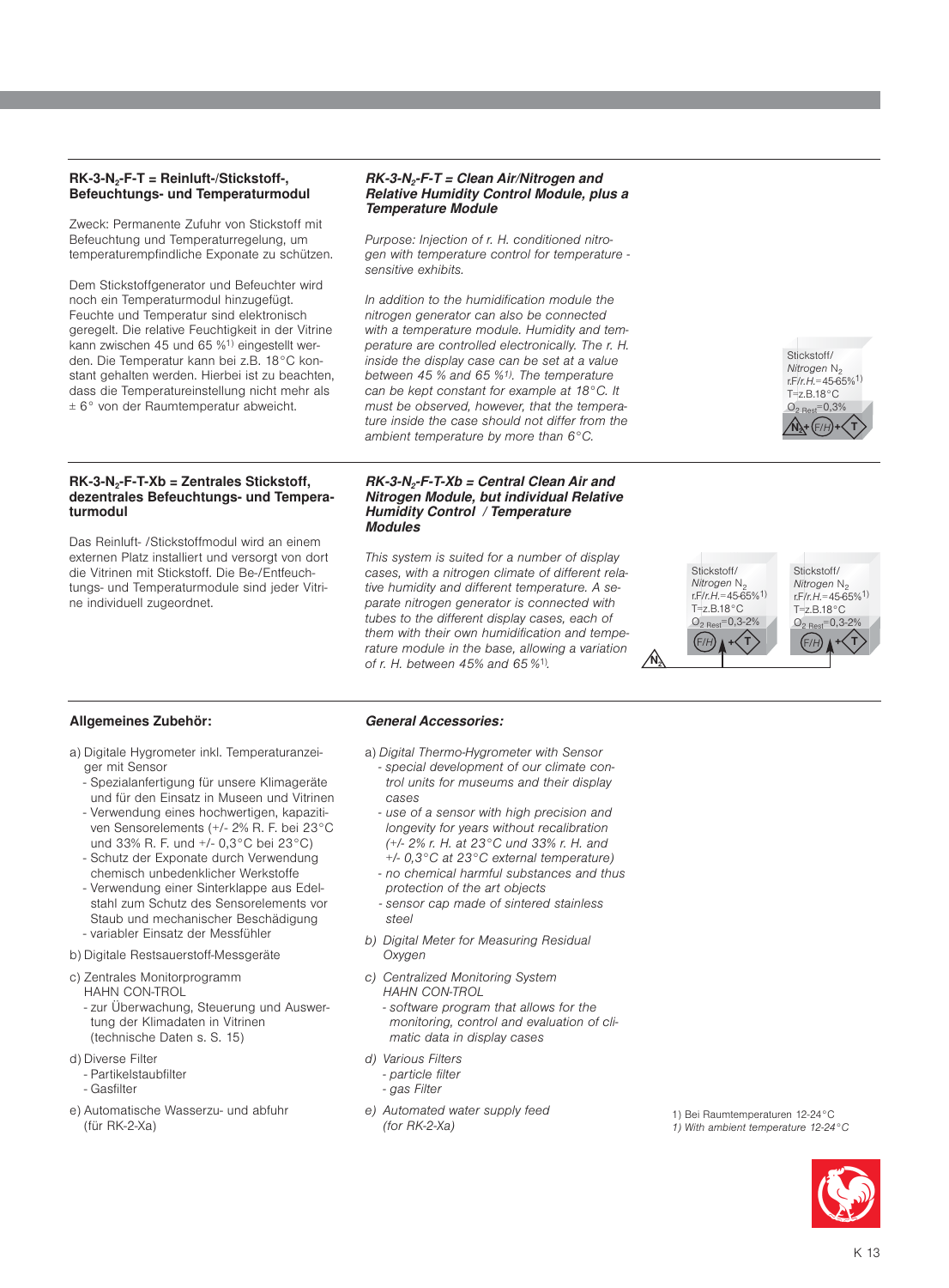### RK-3-$N_2$-F-T = Reinluft-/Stickstoff-, Befeuchtungs- und Temperaturmodul

Zweck: Permanente Zufuhr von Stickstoff mit Befeuchtung und Temperaturregelung, um temperaturempfindliche Exponate zu schützen.

Dem Stickstoffgenerator und Befeuchter wird noch ein Temperaturmodul hinzugefügt. Feuchte und Temperatur sind elektronisch geregelt. Die relative Feuchtigkeit in der Vitrine kann zwischen 45 und 65 %[1] eingestellt werden. Die Temperatur kann bei z.B. 18°C konstant gehalten werden. Hierbei ist zu beachten, dass die Temperatureinstellung nicht mehr als ± 6° von der Raumtemperatur abweicht.

### *RK-3-$N_2$-F-T = Clean Air/Nitrogen and Relative Humidity Control Module, plus a Temperature Module*

*Purpose: Injection of r. H. conditioned nitrogen with temperature control for temperature - sensitive exhibits.*

*In addition to the humidification module the nitrogen generator can also be connected with a temperature module. Humidity and temperature are controlled electronically. The r. H. inside the display case can be set at a value between 45 % and 65 %[1]. The temperature can be kept constant for example at 18°C. It must be observed, however, that the temperature inside the case should not differ from the ambient temperature by more than 6°C.*

Stickstoff/ *Nitrogen* $N_2$
r.F/*r.H.*=45-65%[1]
T=z.B.18°C
$O_{2\ Rest}$=0,3%
$N_2$ + F/H + T

### RK-3-$N_2$-F-T-Xb = Zentrales Stickstoff, dezentrales Befeuchtungs- und Temperaturmodul

Das Reinluft- /Stickstoffmodul wird an einem externen Platz installiert und versorgt von dort die Vitrinen mit Stickstoff. Die Be-/Entfeuchtungs- und Temperaturmodule sind jeder Vitrine individuell zugeordnet.

### *RK-3-$N_2$-F-T-Xb = Central Clean Air and Nitrogen Module, but individual Relative Humidity Control / Temperature Modules*

*This system is suited for a number of display cases, with a nitrogen climate of different relative humidity and different temperature. A separate nitrogen generator is connected with tubes to the different display cases, each of them with their own humidification and temperature module in the base, allowing a variation of r. H. between 45% and 65 %[1].*

Stickstoff/ *Nitrogen* $N_2$
r.F/*r.H.*=45-65%[1]
T=z.B.18°C
$O_{2\ Rest}$=0,3-2%
F/H + T

Stickstoff/ *Nitrogen* $N_2$
r.F/*r.H.*=45-65%[1]
T=z.B.18°C
$O_{2\ Rest}$=0,3-2%
F/H + T

$N_2$

### Allgemeines Zubehör:

a) Digitale Hygrometer inkl. Temperaturanzeiger mit Sensor
- Spezialanfertigung für unsere Klimageräte und für den Einsatz in Museen und Vitrinen
- Verwendung eines hochwertigen, kapazitiven Sensorelements (+/- 2% R. F. bei 23°C und 33% R. F. und +/- 0,3°C bei 23°C)
- Schutz der Exponate durch Verwendung chemisch unbedenklicher Werkstoffe
- Verwendung einer Sinterklappe aus Edelstahl zum Schutz des Sensorelements vor Staub und mechanischer Beschädigung
- variabler Einsatz der Messfühler

b) Digitale Restsauerstoff-Messgeräte

c) Zentrales Monitorprogramm HAHN CON-TROL
- zur Überwachung, Steuerung und Auswertung der Klimadaten in Vitrinen (technische Daten s. S. 15)

d) Diverse Filter
- Partikelstaubfilter
- Gasfilter

e) Automatische Wasserzu- und abfuhr (für RK-2-Xa)

### *General Accessories:*

*a) Digital Thermo-Hygrometer with Sensor*
- *special development of our climate control units for museums and their display cases*
- *use of a sensor with high precision and longevity for years without recalibration (+/- 2% r. H. at 23°C und 33% r. H. and +/- 0,3°C at 23°C external temperature)*
- *no chemical harmful substances and thus protection of the art objects*
- *sensor cap made of sintered stainless steel*

*b) Digital Meter for Measuring Residual Oxygen*

*c) Centralized Monitoring System HAHN CON-TROL*
- *software program that allows for the monitoring, control and evaluation of climatic data in display cases*

*d) Various Filters*
- *particle filter*
- *gas Filter*

*e) Automated water supply feed (for RK-2-Xa)*

1) Bei Raumtemperaturen 12-24°C
*1) With ambient temperature 12-24°C*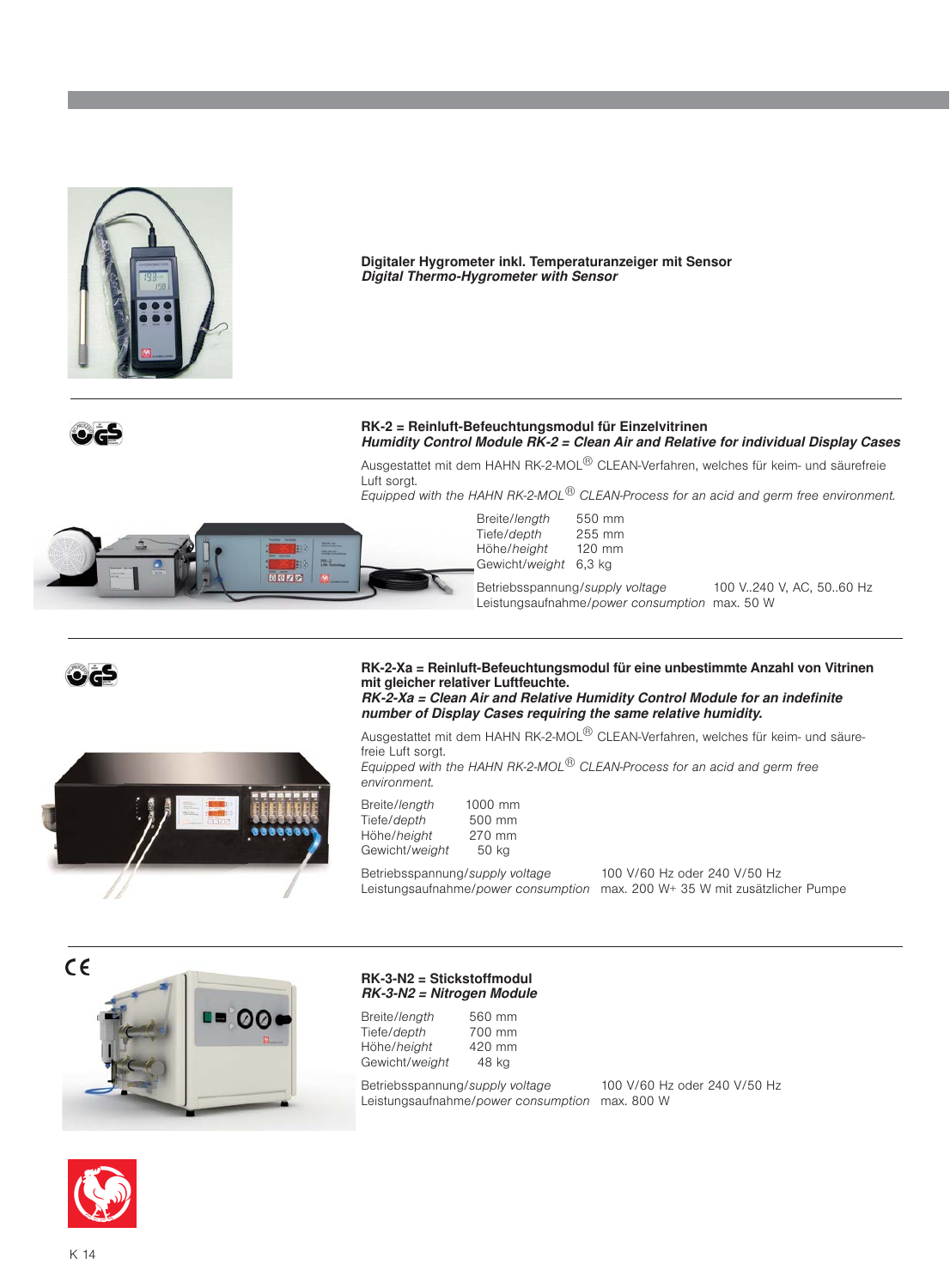**Digitaler Hygrometer inkl. Temperaturanzeiger mit Sensor**
***Digital Thermo-Hygrometer with Sensor***

---

**RK-2 = Reinluft-Befeuchtungsmodul für Einzelvitrinen**
***Humidity Control Module RK-2 = Clean Air and Relative for individual Display Cases***

Ausgestattet mit dem HAHN RK-2-MOL® CLEAN-Verfahren, welches für keim- und säurefreie Luft sorgt.
*Equipped with the HAHN RK-2-MOL® CLEAN-Process for an acid and germ free environment.*

| | |
|---|---|
| Breite/*length* | 550 mm |
| Tiefe/*depth* | 255 mm |
| Höhe/*height* | 120 mm |
| Gewicht/*weight* | 6,3 kg |

| | |
|---|---|
| Betriebsspannung/*supply voltage* | 100 V..240 V, AC, 50..60 Hz |
| Leistungsaufnahme/*power consumption* | max. 50 W |

---

**RK-2-Xa = Reinluft-Befeuchtungsmodul für eine unbestimmte Anzahl von Vitrinen mit gleicher relativer Luftfeuchte.**
***RK-2-Xa = Clean Air and Relative Humidity Control Module for an indefinite number of Display Cases requiring the same relative humidity.***

Ausgestattet mit dem HAHN RK-2-MOL® CLEAN-Verfahren, welches für keim- und säurefreie Luft sorgt.
*Equipped with the HAHN RK-2-MOL® CLEAN-Process for an acid and germ free environment.*

| | |
|---|---|
| Breite/*length* | 1000 mm |
| Tiefe/*depth* | 500 mm |
| Höhe/*height* | 270 mm |
| Gewicht/*weight* | 50 kg |

| | |
|---|---|
| Betriebsspannung/*supply voltage* | 100 V/60 Hz oder 240 V/50 Hz |
| Leistungsaufnahme/*power consumption* | max. 200 W+ 35 W mit zusätzlicher Pumpe |

---

**RK-3-N2 = Stickstoffmodul**
***RK-3-N2 = Nitrogen Module***

| | |
|---|---|
| Breite/*length* | 560 mm |
| Tiefe/*depth* | 700 mm |
| Höhe/*height* | 420 mm |
| Gewicht/*weight* | 48 kg |

| | |
|---|---|
| Betriebsspannung/*supply voltage* | 100 V/60 Hz oder 240 V/50 Hz |
| Leistungsaufnahme/*power consumption* | max. 800 W |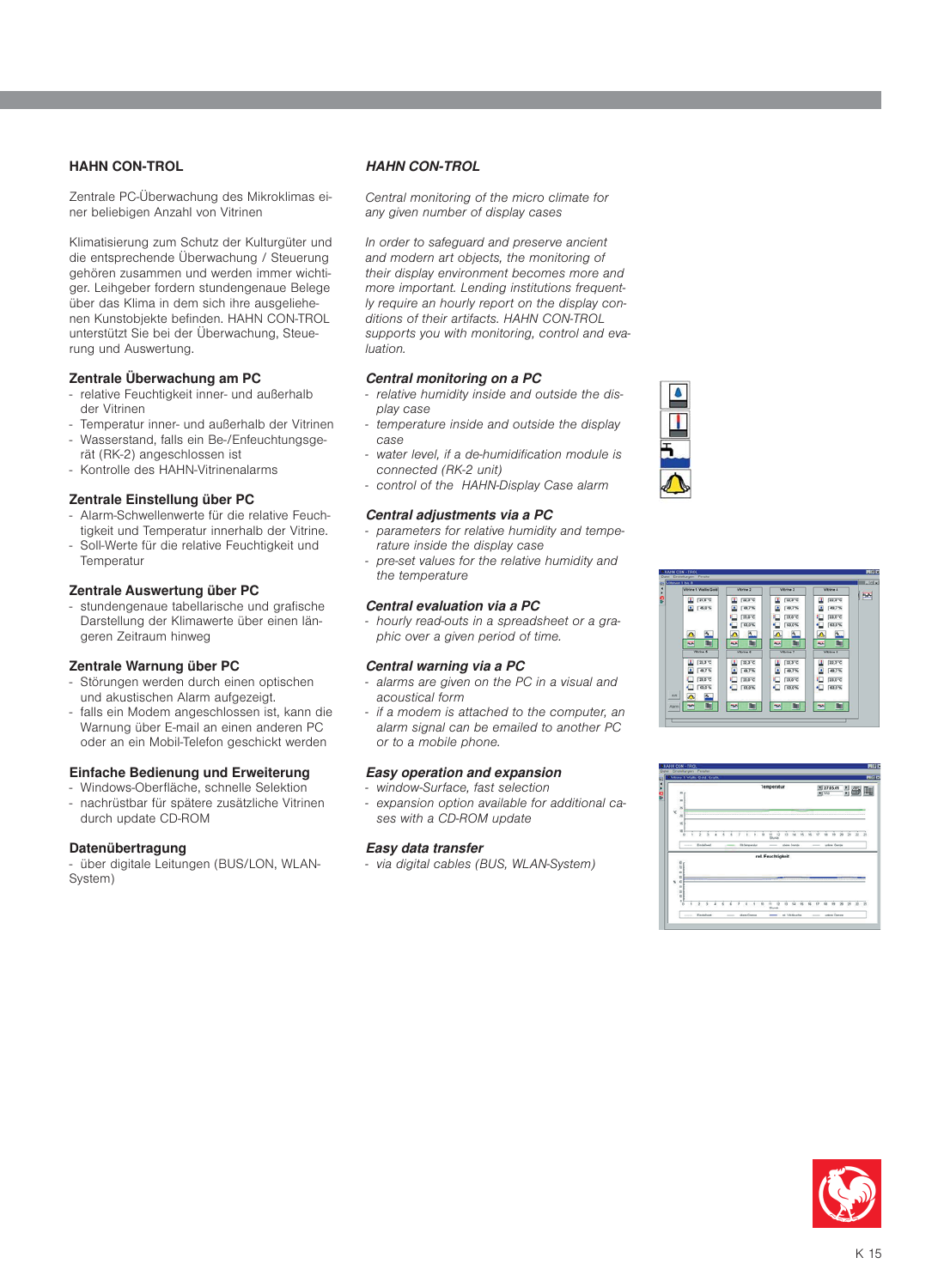## HAHN CON-TROL

Zentrale PC-Überwachung des Mikroklimas einer beliebigen Anzahl von Vitrinen

Klimatisierung zum Schutz der Kulturgüter und die entsprechende Überwachung / Steuerung gehören zusammen und werden immer wichtiger. Leihgeber fordern stundengenaue Belege über das Klima in dem sich ihre ausgeliehenen Kunstobjekte befinden. HAHN CON-TROL unterstützt Sie bei der Überwachung, Steuerung und Auswertung.

### Zentrale Überwachung am PC

- relative Feuchtigkeit inner- und außerhalb der Vitrinen
- Temperatur inner- und außerhalb der Vitrinen
- Wasserstand, falls ein Be-/Enfeuchtungsgerät (RK-2) angeschlossen ist
- Kontrolle des HAHN-Vitrinenalarms

### Zentrale Einstellung über PC

- Alarm-Schwellenwerte für die relative Feuchtigkeit und Temperatur innerhalb der Vitrine.
- Soll-Werte für die relative Feuchtigkeit und Temperatur

### Zentrale Auswertung über PC

- stundengenaue tabellarische und grafische Darstellung der Klimawerte über einen längeren Zeitraum hinweg

### Zentrale Warnung über PC

- Störungen werden durch einen optischen und akustischen Alarm aufgezeigt.
- falls ein Modem angeschlossen ist, kann die Warnung über E-mail an einen anderen PC oder an ein Mobil-Telefon geschickt werden

### Einfache Bedienung und Erweiterung

- Windows-Oberfläche, schnelle Selektion
- nachrüstbar für spätere zusätzliche Vitrinen durch update CD-ROM

### Datenübertragung

- über digitale Leitungen (BUS/LON, WLAN-System)

## *HAHN CON-TROL*

*Central monitoring of the micro climate for any given number of display cases*

*In order to safeguard and preserve ancient and modern art objects, the monitoring of their display environment becomes more and more important. Lending institutions frequently require an hourly report on the display conditions of their artifacts. HAHN CON-TROL supports you with monitoring, control and evaluation.*

### *Central monitoring on a PC*

- *relative humidity inside and outside the display case*
- *temperature inside and outside the display case*
- *water level, if a de-humidification module is connected (RK-2 unit)*
- *control of the HAHN-Display Case alarm*

### *Central adjustments via a PC*

- *parameters for relative humidity and temperature inside the display case*
- *pre-set values for the relative humidity and the temperature*

### *Central evaluation via a PC*

- *hourly read-outs in a spreadsheet or a graphic over a given period of time.*

### *Central warning via a PC*

- *alarms are given on the PC in a visual and acoustical form*
- *if a modem is attached to the computer, an alarm signal can be emailed to another PC or to a mobile phone.*

### *Easy operation and expansion*

- *window-Surface, fast selection*
- *expansion option available for additional cases with a CD-ROM update*

### *Easy data transfer*

- *via digital cables (BUS, WLAN-System)*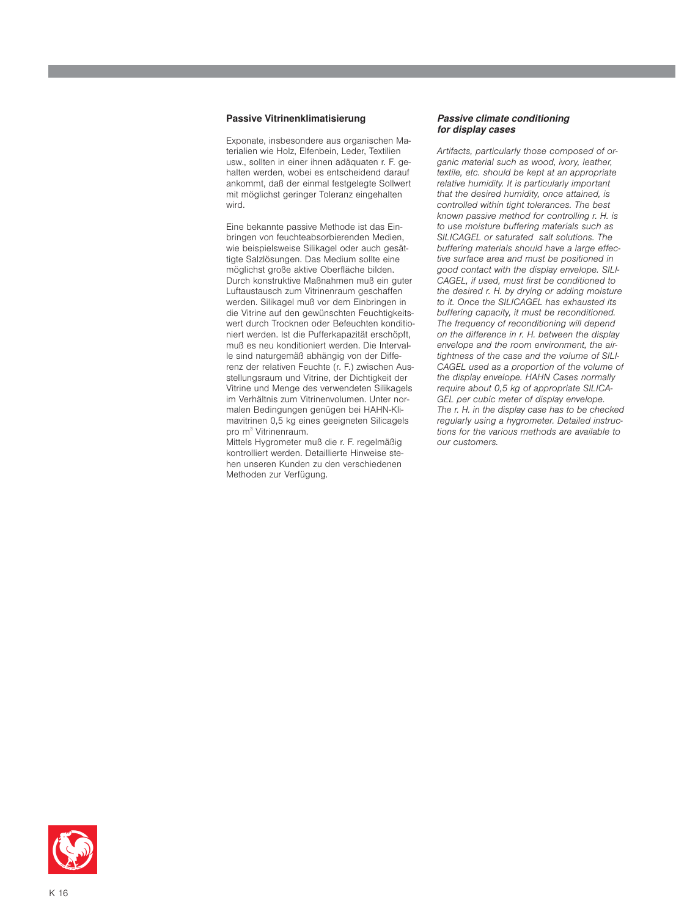## Passive Vitrinenklimatisierung

Exponate, insbesondere aus organischen Materialien wie Holz, Elfenbein, Leder, Textilien usw., sollten in einer ihnen adäquaten r. F. gehalten werden, wobei es entscheidend darauf ankommt, daß der einmal festgelegte Sollwert mit möglichst geringer Toleranz eingehalten wird.

Eine bekannte passive Methode ist das Einbringen von feuchteabsorbierenden Medien, wie beispielsweise Silikagel oder auch gesättigte Salzlösungen. Das Medium sollte eine möglichst große aktive Oberfläche bilden. Durch konstruktive Maßnahmen muß ein guter Luftaustausch zum Vitrinenraum geschaffen werden. Silikagel muß vor dem Einbringen in die Vitrine auf den gewünschten Feuchtigkeitswert durch Trocknen oder Befeuchten konditioniert werden. Ist die Pufferkapazität erschöpft, muß es neu konditioniert werden. Die Intervalle sind naturgemäß abhängig von der Differenz der relativen Feuchte (r. F.) zwischen Ausstellungsraum und Vitrine, der Dichtigkeit der Vitrine und Menge des verwendeten Silikagels im Verhältnis zum Vitrinenvolumen. Unter normalen Bedingungen genügen bei HAHN-Klimavitrinen 0,5 kg eines geeigneten Silicagels pro m$^3$ Vitrinenraum.
Mittels Hygrometer muß die r. F. regelmäßig kontrolliert werden. Detaillierte Hinweise stehen unseren Kunden zu den verschiedenen Methoden zur Verfügung.

## *Passive climate conditioning for display cases*

*Artifacts, particularly those composed of organic material such as wood, ivory, leather, textile, etc. should be kept at an appropriate relative humidity. It is particularly important that the desired humidity, once attained, is controlled within tight tolerances. The best known passive method for controlling r. H. is to use moisture buffering materials such as SILICAGEL or saturated salt solutions. The buffering materials should have a large effective surface area and must be positioned in good contact with the display envelope. SILICAGEL, if used, must first be conditioned to the desired r. H. by drying or adding moisture to it. Once the SILICAGEL has exhausted its buffering capacity, it must be reconditioned. The frequency of reconditioning will depend on the difference in r. H. between the display envelope and the room environment, the airtightness of the case and the volume of SILICAGEL used as a proportion of the volume of the display envelope. HAHN Cases normally require about 0,5 kg of appropriate SILICAGEL per cubic meter of display envelope.*
*The r. H. in the display case has to be checked regularly using a hygrometer. Detailed instructions for the various methods are available to our customers.*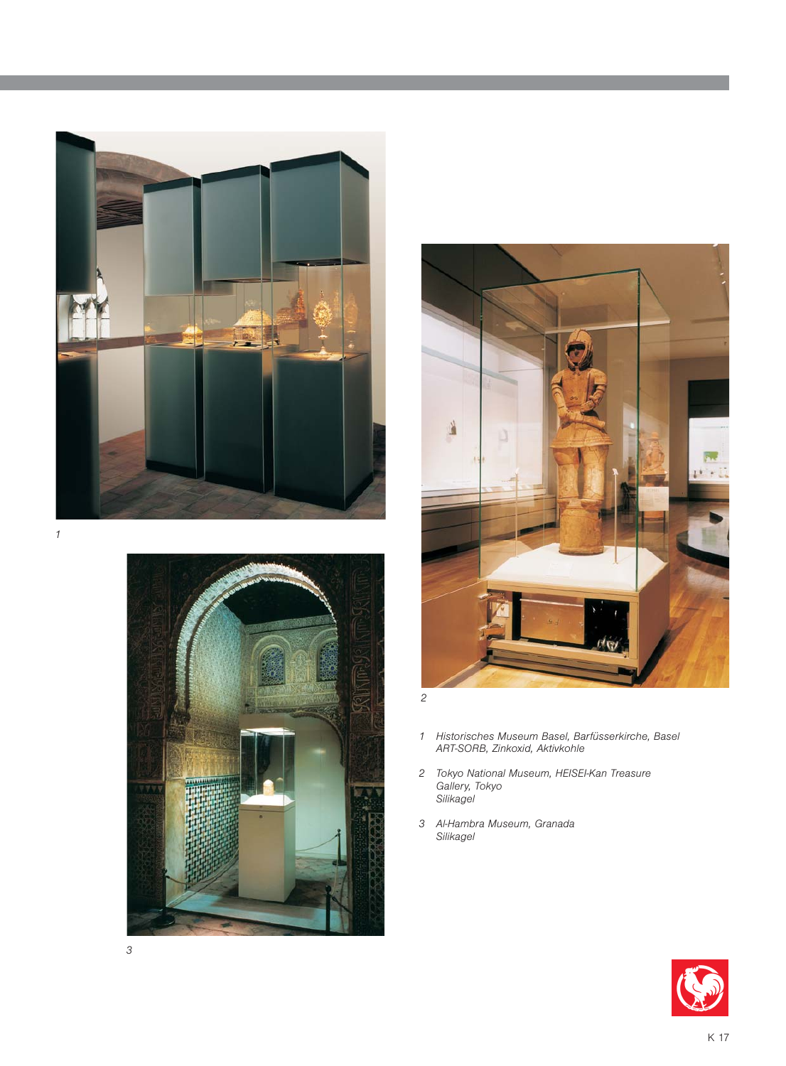1 Historisches Museum Basel, Barfüsserkirche, Basel
ART-SORB, Zinkoxid, Aktivkohle

2 Tokyo National Museum, HEISEI-Kan Treasure Gallery, Tokyo
Silikagel

3 Al-Hambra Museum, Granada
Silikagel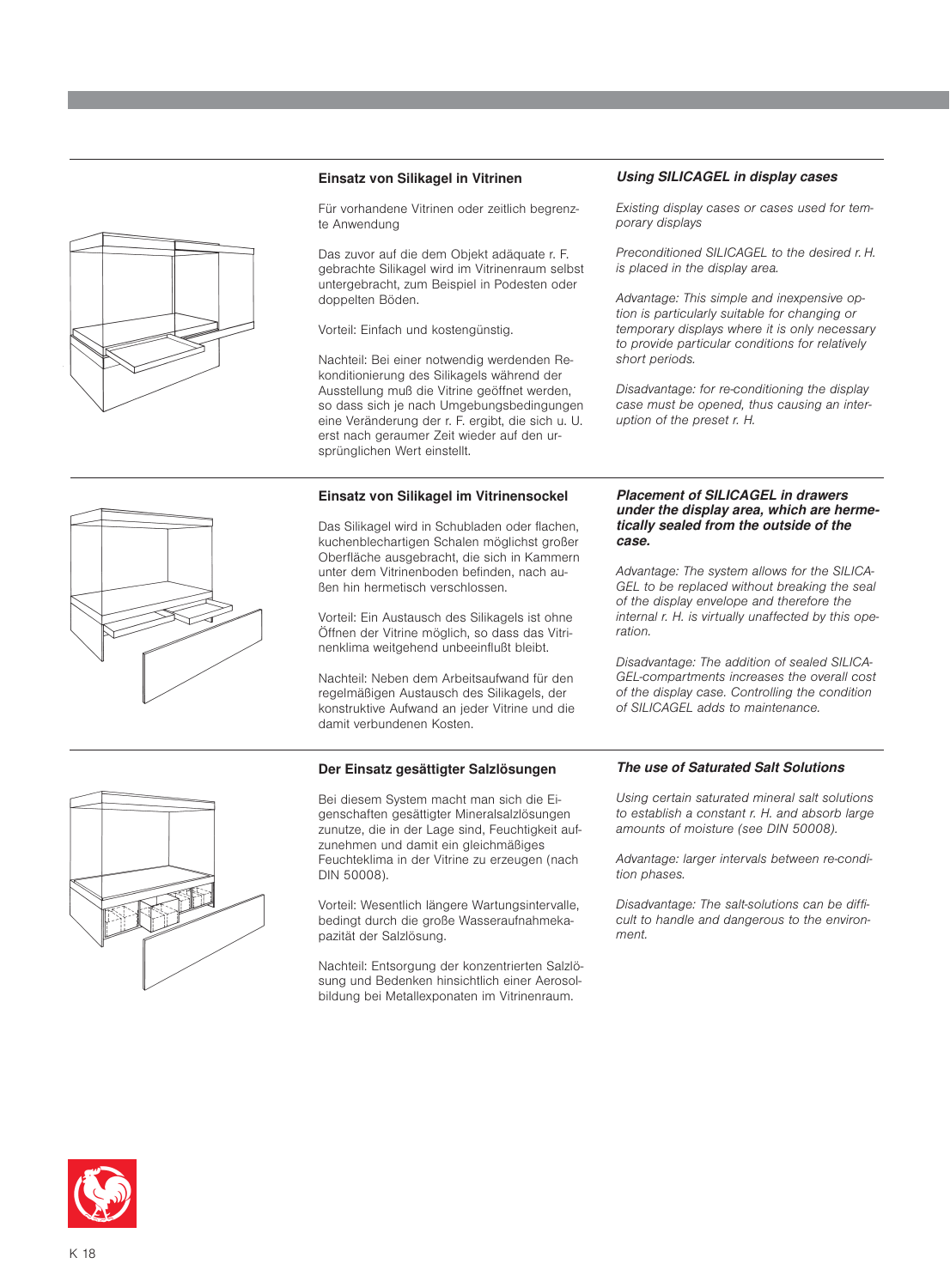### Einsatz von Silikagel in Vitrinen

Für vorhandene Vitrinen oder zeitlich begrenzte Anwendung

Das zuvor auf die dem Objekt adäquate r. F. gebrachte Silikagel wird im Vitrinenraum selbst untergebracht, zum Beispiel in Podesten oder doppelten Böden.

Vorteil: Einfach und kostengünstig.

Nachteil: Bei einer notwendig werdenden Rekonditionierung des Silikagels während der Ausstellung muß die Vitrine geöffnet werden, so dass sich je nach Umgebungsbedingungen eine Veränderung der r. F. ergibt, die sich u. U. erst nach geraumer Zeit wieder auf den ursprünglichen Wert einstellt.

### *Using SILICAGEL in display cases*

*Existing display cases or cases used for temporary displays*

*Preconditioned SILICAGEL to the desired r. H. is placed in the display area.*

*Advantage: This simple and inexpensive option is particularly suitable for changing or temporary displays where it is only necessary to provide particular conditions for relatively short periods.*

*Disadvantage: for re-conditioning the display case must be opened, thus causing an interuption of the preset r. H.*

### Einsatz von Silikagel im Vitrinensockel

Das Silikagel wird in Schubladen oder flachen, kuchenblechartigen Schalen möglichst großer Oberfläche ausgebracht, die sich in Kammern unter dem Vitrinenboden befinden, nach außen hin hermetisch verschlossen.

Vorteil: Ein Austausch des Silikagels ist ohne Öffnen der Vitrine möglich, so dass das Vitrinenklima weitgehend unbeeinflußt bleibt.

Nachteil: Neben dem Arbeitsaufwand für den regelmäßigen Austausch des Silikagels, der konstruktive Aufwand an jeder Vitrine und die damit verbundenen Kosten.

### *Placement of SILICAGEL in drawers under the display area, which are hermetically sealed from the outside of the case.*

*Advantage: The system allows for the SILICAGEL to be replaced without breaking the seal of the display envelope and therefore the internal r. H. is virtually unaffected by this operation.*

*Disadvantage: The addition of sealed SILICAGEL-compartments increases the overall cost of the display case. Controlling the condition of SILICAGEL adds to maintenance.*

### Der Einsatz gesättigter Salzlösungen

Bei diesem System macht man sich die Eigenschaften gesättigter Mineralsalzlösungen zunutze, die in der Lage sind, Feuchtigkeit aufzunehmen und damit ein gleichmäßiges Feuchteklima in der Vitrine zu erzeugen (nach DIN 50008).

Vorteil: Wesentlich längere Wartungsintervalle, bedingt durch die große Wasseraufnahmekapazität der Salzlösung.

Nachteil: Entsorgung der konzentrierten Salzlösung und Bedenken hinsichtlich einer Aerosolbildung bei Metallexponaten im Vitrinenraum.

### *The use of Saturated Salt Solutions*

*Using certain saturated mineral salt solutions to establish a constant r. H. and absorb large amounts of moisture (see DIN 50008).*

*Advantage: larger intervals between re-condition phases.*

*Disadvantage: The salt-solutions can be difficult to handle and dangerous to the environment.*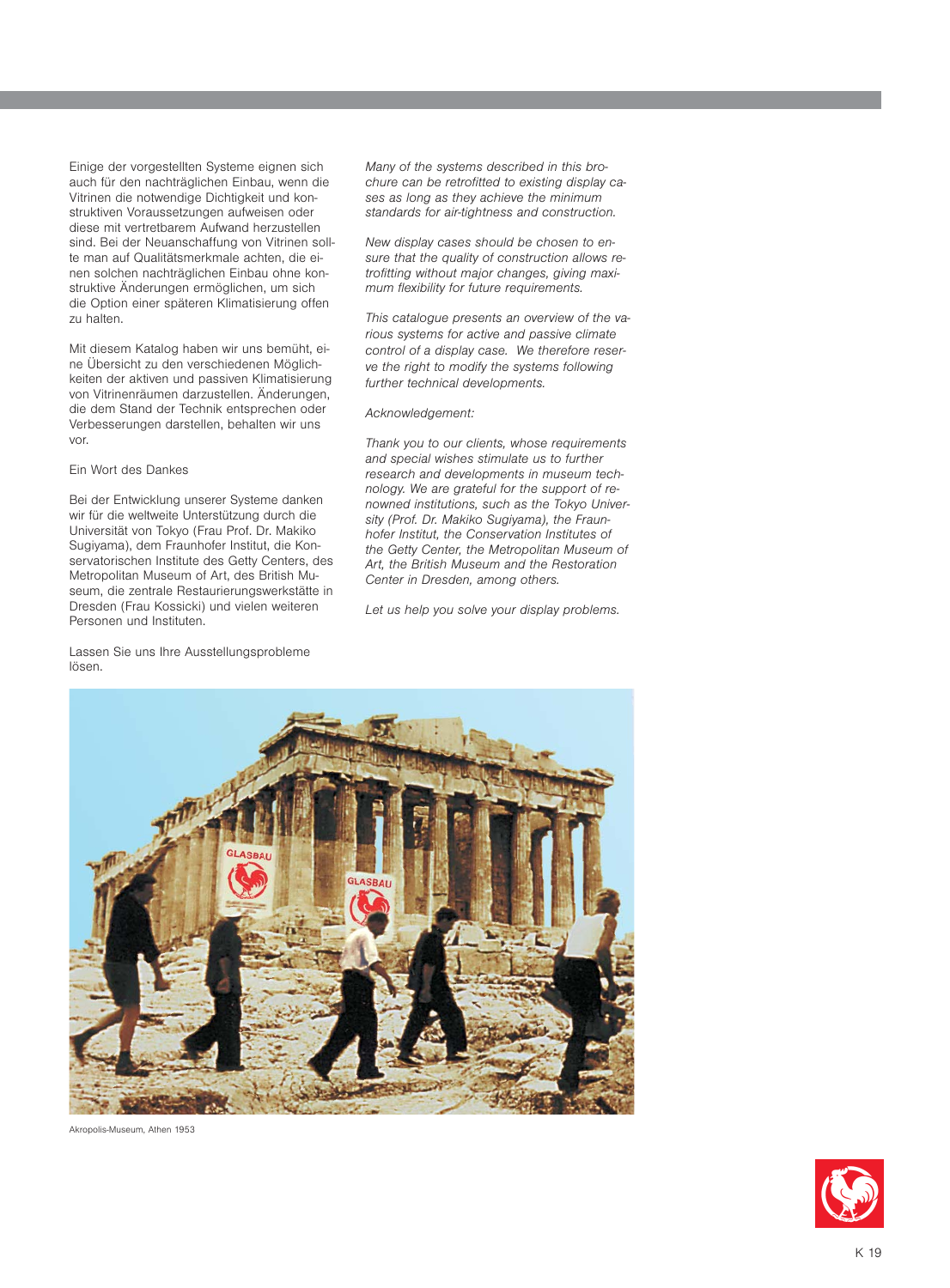Einige der vorgestellten Systeme eignen sich auch für den nachträglichen Einbau, wenn die Vitrinen die notwendige Dichtigkeit und konstruktiven Voraussetzungen aufweisen oder diese mit vertretbarem Aufwand herzustellen sind. Bei der Neuanschaffung von Vitrinen sollte man auf Qualitätsmerkmale achten, die einen solchen nachträglichen Einbau ohne konstruktive Änderungen ermöglichen, um sich die Option einer späteren Klimatisierung offen zu halten.

Mit diesem Katalog haben wir uns bemüht, eine Übersicht zu den verschiedenen Möglichkeiten der aktiven und passiven Klimatisierung von Vitrinenräumen darzustellen. Änderungen, die dem Stand der Technik entsprechen oder Verbesserungen darstellen, behalten wir uns vor.

Ein Wort des Dankes

Bei der Entwicklung unserer Systeme danken wir für die weltweite Unterstützung durch die Universität von Tokyo (Frau Prof. Dr. Makiko Sugiyama), dem Fraunhofer Institut, die Konservatorischen Institute des Getty Centers, des Metropolitan Museum of Art, des British Museum, die zentrale Restaurierungswerkstätte in Dresden (Frau Kossicki) und vielen weiteren Personen und Instituten.

Lassen Sie uns Ihre Ausstellungsprobleme lösen.

*Many of the systems described in this brochure can be retrofitted to existing display cases as long as they achieve the minimum standards for air-tightness and construction.*

*New display cases should be chosen to ensure that the quality of construction allows retrofitting without major changes, giving maximum flexibility for future requirements.*

*This catalogue presents an overview of the various systems for active and passive climate control of a display case. We therefore reserve the right to modify the systems following further technical developments.*

*Acknowledgement:*

*Thank you to our clients, whose requirements and special wishes stimulate us to further research and developments in museum technology. We are grateful for the support of renowned institutions, such as the Tokyo University (Prof. Dr. Makiko Sugiyama), the Fraunhofer Institut, the Conservation Institutes of the Getty Center, the Metropolitan Museum of Art, the British Museum and the Restoration Center in Dresden, among others.*

*Let us help you solve your display problems.*

Akropolis-Museum, Athen 1953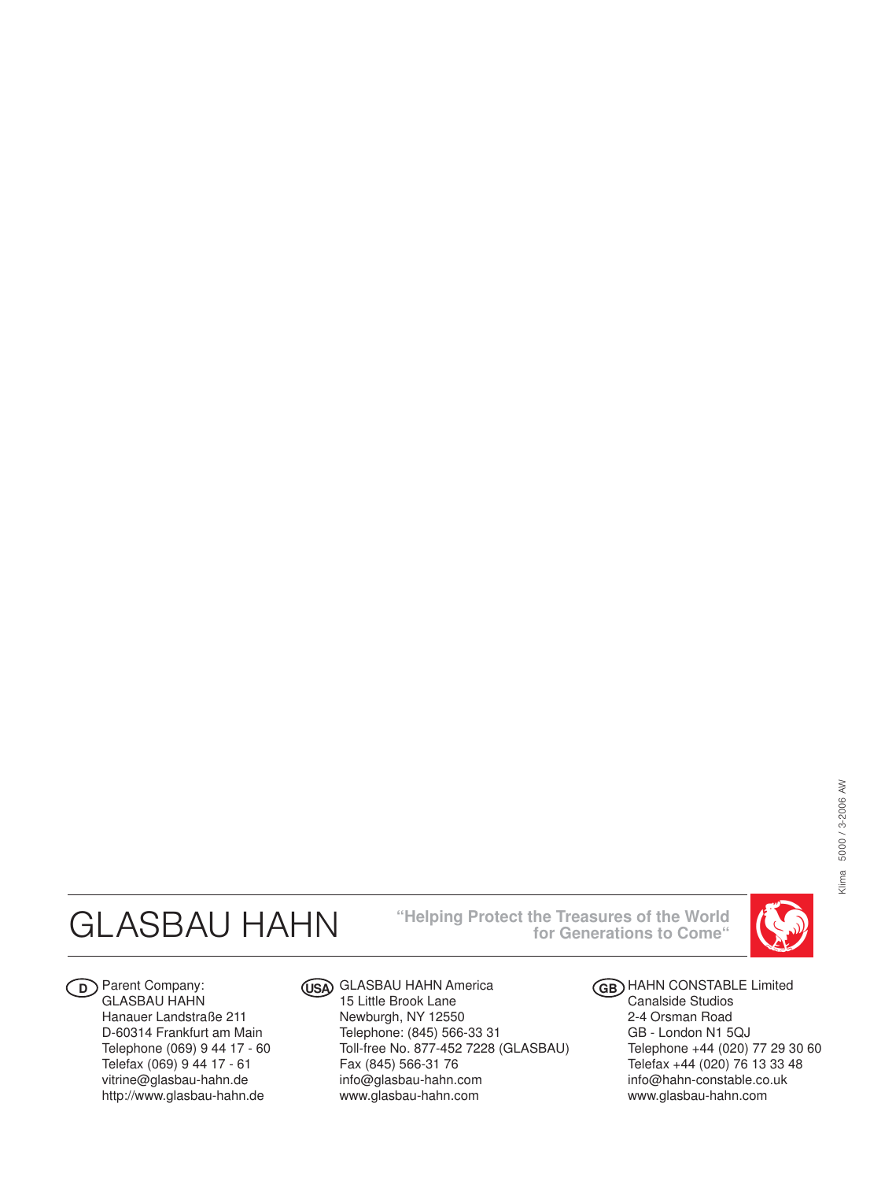# GLASBAU HAHN

**"Helping Protect the Treasures of the World for Generations to Come"**

Klima 5000 / 3-2006 AW

**D**

Parent Company:
GLASBAU HAHN
Hanauer Landstraße 211
D-60314 Frankfurt am Main
Telephone (069) 9 44 17 - 60
Telefax (069) 9 44 17 - 61
vitrine@glasbau-hahn.de
http://www.glasbau-hahn.de

**USA**

GLASBAU HAHN America
15 Little Brook Lane
Newburgh, NY 12550
Telephone: (845) 566-33 31
Toll-free No. 877-452 7228 (GLASBAU)
Fax (845) 566-31 76
info@glasbau-hahn.com
www.glasbau-hahn.com

**GB**

HAHN CONSTABLE Limited
Canalside Studios
2-4 Orsman Road
GB - London N1 5QJ
Telephone +44 (020) 77 29 30 60
Telefax +44 (020) 76 13 33 48
info@hahn-constable.co.uk
www.glasbau-hahn.com